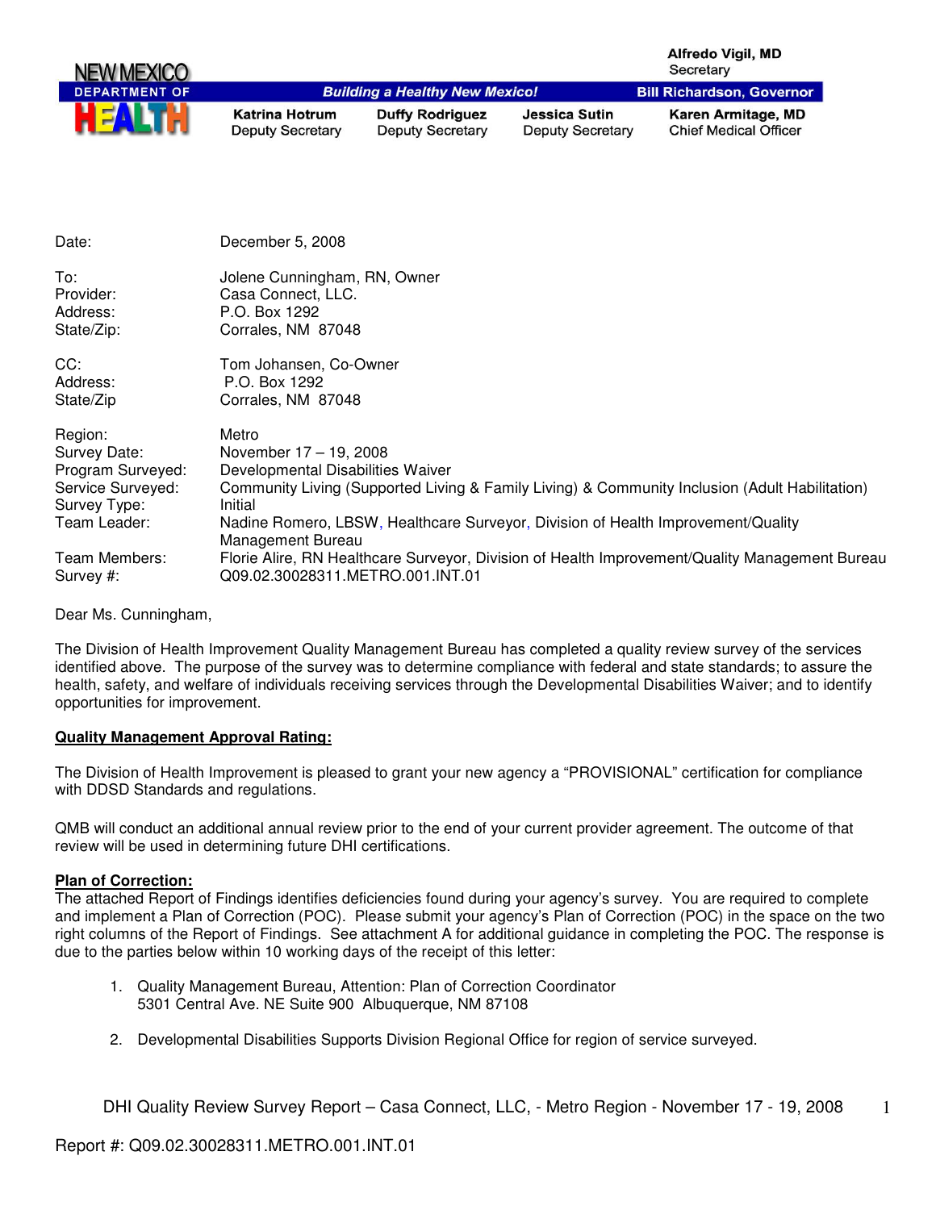NEW MEXICO DEPARTMENT OF HEALTH

**Building a Healthy New Mexico!**

**Alfredo Vigil, MD**
Secretary

**Bill Richardson, Governor**

| **Katrina Hotrum** | **Duffy Rodriguez** | **Jessica Sutin** | **Karen Armitage, MD** |
|---|---|---|---|
| Deputy Secretary | Deputy Secretary | Deputy Secretary | Chief Medical Officer |

| | |
|---|---|
| Date: | December 5, 2008 |
| To: | Jolene Cunningham, RN, Owner |
| Provider: | Casa Connect, LLC. |
| Address: | P.O. Box 1292 |
| State/Zip: | Corrales, NM 87048 |
| CC: | Tom Johansen, Co-Owner |
| Address: | P.O. Box 1292 |
| State/Zip | Corrales, NM 87048 |
| Region: | Metro |
| Survey Date: | November 17 – 19, 2008 |
| Program Surveyed: | Developmental Disabilities Waiver |
| Service Surveyed: | Community Living (Supported Living & Family Living) & Community Inclusion (Adult Habilitation) |
| Survey Type: | Initial |
| Team Leader: | Nadine Romero, LBSW, Healthcare Surveyor, Division of Health Improvement/Quality Management Bureau |
| Team Members: | Florie Alire, RN Healthcare Surveyor, Division of Health Improvement/Quality Management Bureau |
| Survey #: | Q09.02.30028311.METRO.001.INT.01 |

Dear Ms. Cunningham,

The Division of Health Improvement Quality Management Bureau has completed a quality review survey of the services identified above. The purpose of the survey was to determine compliance with federal and state standards; to assure the health, safety, and welfare of individuals receiving services through the Developmental Disabilities Waiver; and to identify opportunities for improvement.

**Quality Management Approval Rating:**

The Division of Health Improvement is pleased to grant your new agency a "PROVISIONAL" certification for compliance with DDSD Standards and regulations.

QMB will conduct an additional annual review prior to the end of your current provider agreement. The outcome of that review will be used in determining future DHI certifications.

**Plan of Correction:**

The attached Report of Findings identifies deficiencies found during your agency's survey. You are required to complete and implement a Plan of Correction (POC). Please submit your agency's Plan of Correction (POC) in the space on the two right columns of the Report of Findings. See attachment A for additional guidance in completing the POC. The response is due to the parties below within 10 working days of the receipt of this letter:

1. Quality Management Bureau, Attention: Plan of Correction Coordinator
   5301 Central Ave. NE Suite 900 Albuquerque, NM 87108

2. Developmental Disabilities Supports Division Regional Office for region of service surveyed.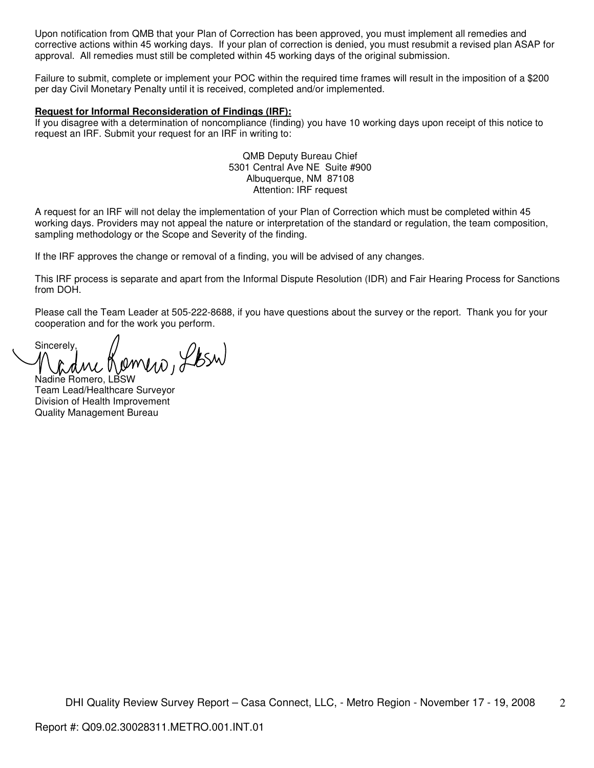Upon notification from QMB that your Plan of Correction has been approved, you must implement all remedies and corrective actions within 45 working days. If your plan of correction is denied, you must resubmit a revised plan ASAP for approval. All remedies must still be completed within 45 working days of the original submission.

Failure to submit, complete or implement your POC within the required time frames will result in the imposition of a $200 per day Civil Monetary Penalty until it is received, completed and/or implemented.

**Request for Informal Reconsideration of Findings (IRF):**

If you disagree with a determination of noncompliance (finding) you have 10 working days upon receipt of this notice to request an IRF. Submit your request for an IRF in writing to:

QMB Deputy Bureau Chief
5301 Central Ave NE Suite #900
Albuquerque, NM 87108
Attention: IRF request

A request for an IRF will not delay the implementation of your Plan of Correction which must be completed within 45 working days. Providers may not appeal the nature or interpretation of the standard or regulation, the team composition, sampling methodology or the Scope and Severity of the finding.

If the IRF approves the change or removal of a finding, you will be advised of any changes.

This IRF process is separate and apart from the Informal Dispute Resolution (IDR) and Fair Hearing Process for Sanctions from DOH.

Please call the Team Leader at 505-222-8688, if you have questions about the survey or the report. Thank you for your cooperation and for the work you perform.

Sincerely,

Nadine Romero, LBSW

Nadine Romero, LBSW
Team Lead/Healthcare Surveyor
Division of Health Improvement
Quality Management Bureau

Report #: Q09.02.30028311.METRO.001.INT.01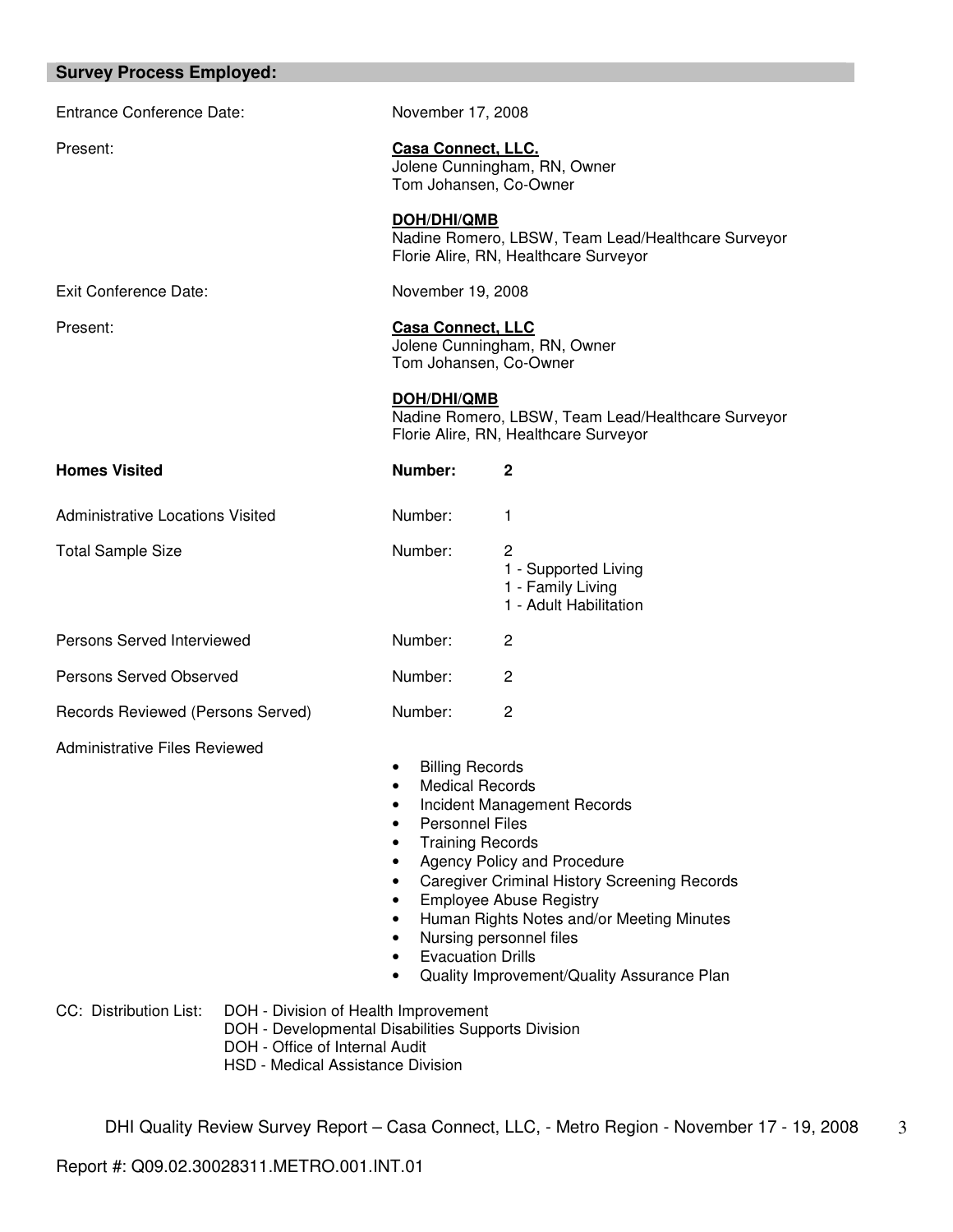## Survey Process Employed:

| | |
|---|---|
| Entrance Conference Date: | November 17, 2008 |
| Present: | **Casa Connect, LLC.**<br>Jolene Cunningham, RN, Owner<br>Tom Johansen, Co-Owner<br><br>**DOH/DHI/QMB**<br>Nadine Romero, LBSW, Team Lead/Healthcare Surveyor<br>Florie Alire, RN, Healthcare Surveyor |
| Exit Conference Date: | November 19, 2008 |
| Present: | **Casa Connect, LLC**<br>Jolene Cunningham, RN, Owner<br>Tom Johansen, Co-Owner<br><br>**DOH/DHI/QMB**<br>Nadine Romero, LBSW, Team Lead/Healthcare Surveyor<br>Florie Alire, RN, Healthcare Surveyor |
| **Homes Visited** | **Number: 2** |
| Administrative Locations Visited | Number: 1 |
| Total Sample Size | Number: 2<br>1 - Supported Living<br>1 - Family Living<br>1 - Adult Habilitation |
| Persons Served Interviewed | Number: 2 |
| Persons Served Observed | Number: 2 |
| Records Reviewed (Persons Served) | Number: 2 |

Administrative Files Reviewed

- Billing Records
- Medical Records
- Incident Management Records
- Personnel Files
- Training Records
- Agency Policy and Procedure
- Caregiver Criminal History Screening Records
- Employee Abuse Registry
- Human Rights Notes and/or Meeting Minutes
- Nursing personnel files
- Evacuation Drills
- Quality Improvement/Quality Assurance Plan

CC: Distribution List:
- DOH - Division of Health Improvement
- DOH - Developmental Disabilities Supports Division
- DOH - Office of Internal Audit
- HSD - Medical Assistance Division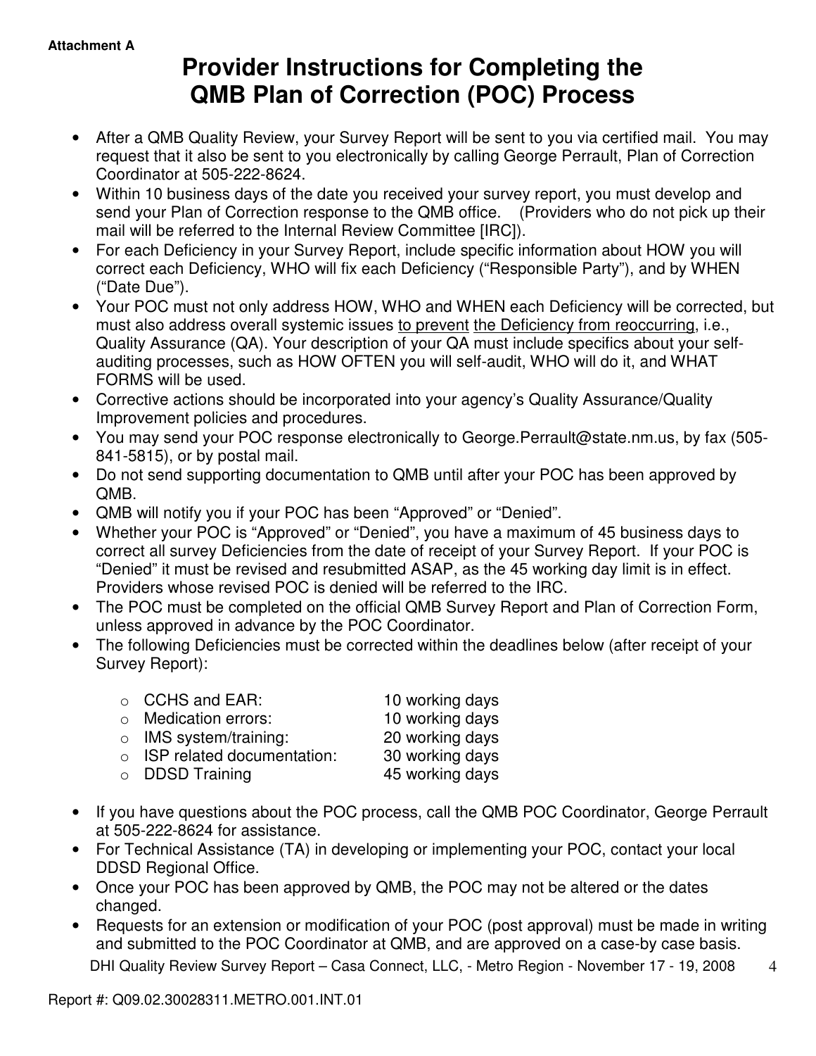**Attachment A**

# Provider Instructions for Completing the QMB Plan of Correction (POC) Process

- After a QMB Quality Review, your Survey Report will be sent to you via certified mail. You may request that it also be sent to you electronically by calling George Perrault, Plan of Correction Coordinator at 505-222-8624.
- Within 10 business days of the date you received your survey report, you must develop and send your Plan of Correction response to the QMB office. (Providers who do not pick up their mail will be referred to the Internal Review Committee [IRC]).
- For each Deficiency in your Survey Report, include specific information about HOW you will correct each Deficiency, WHO will fix each Deficiency ("Responsible Party"), and by WHEN ("Date Due").
- Your POC must not only address HOW, WHO and WHEN each Deficiency will be corrected, but must also address overall systemic issues <u>to prevent</u> <u>the Deficiency from reoccurring</u>, i.e., Quality Assurance (QA). Your description of your QA must include specifics about your self-auditing processes, such as HOW OFTEN you will self-audit, WHO will do it, and WHAT FORMS will be used.
- Corrective actions should be incorporated into your agency's Quality Assurance/Quality Improvement policies and procedures.
- You may send your POC response electronically to George.Perrault@state.nm.us, by fax (505-841-5815), or by postal mail.
- Do not send supporting documentation to QMB until after your POC has been approved by QMB.
- QMB will notify you if your POC has been "Approved" or "Denied".
- Whether your POC is "Approved" or "Denied", you have a maximum of 45 business days to correct all survey Deficiencies from the date of receipt of your Survey Report. If your POC is "Denied" it must be revised and resubmitted ASAP, as the 45 working day limit is in effect. Providers whose revised POC is denied will be referred to the IRC.
- The POC must be completed on the official QMB Survey Report and Plan of Correction Form, unless approved in advance by the POC Coordinator.
- The following Deficiencies must be corrected within the deadlines below (after receipt of your Survey Report):
  - CCHS and EAR: 10 working days
  - Medication errors: 10 working days
  - IMS system/training: 20 working days
  - ISP related documentation: 30 working days
  - DDSD Training 45 working days
- If you have questions about the POC process, call the QMB POC Coordinator, George Perrault at 505-222-8624 for assistance.
- For Technical Assistance (TA) in developing or implementing your POC, contact your local DDSD Regional Office.
- Once your POC has been approved by QMB, the POC may not be altered or the dates changed.
- Requests for an extension or modification of your POC (post approval) must be made in writing and submitted to the POC Coordinator at QMB, and are approved on a case-by case basis.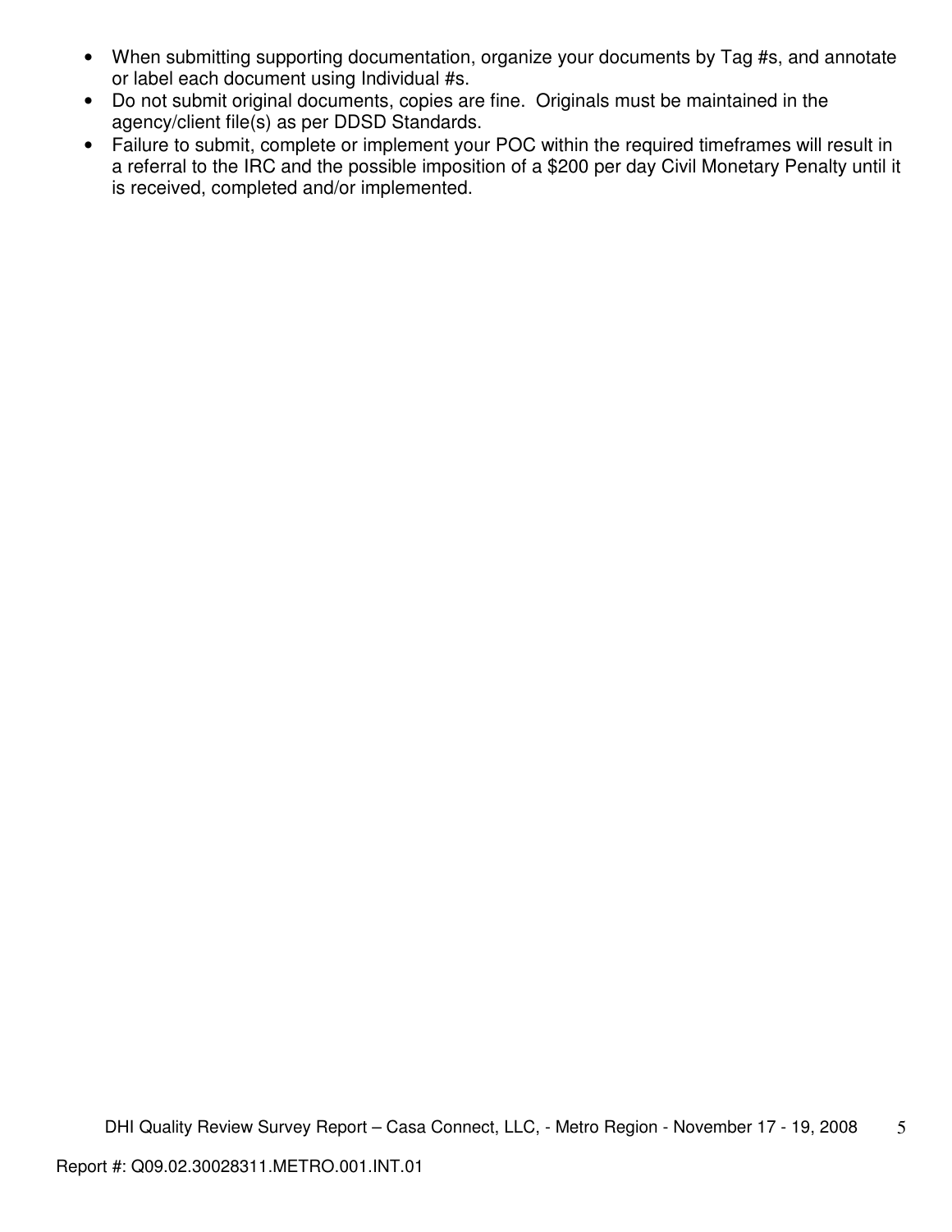- When submitting supporting documentation, organize your documents by Tag #s, and annotate or label each document using Individual #s.
- Do not submit original documents, copies are fine. Originals must be maintained in the agency/client file(s) as per DDSD Standards.
- Failure to submit, complete or implement your POC within the required timeframes will result in a referral to the IRC and the possible imposition of a $200 per day Civil Monetary Penalty until it is received, completed and/or implemented.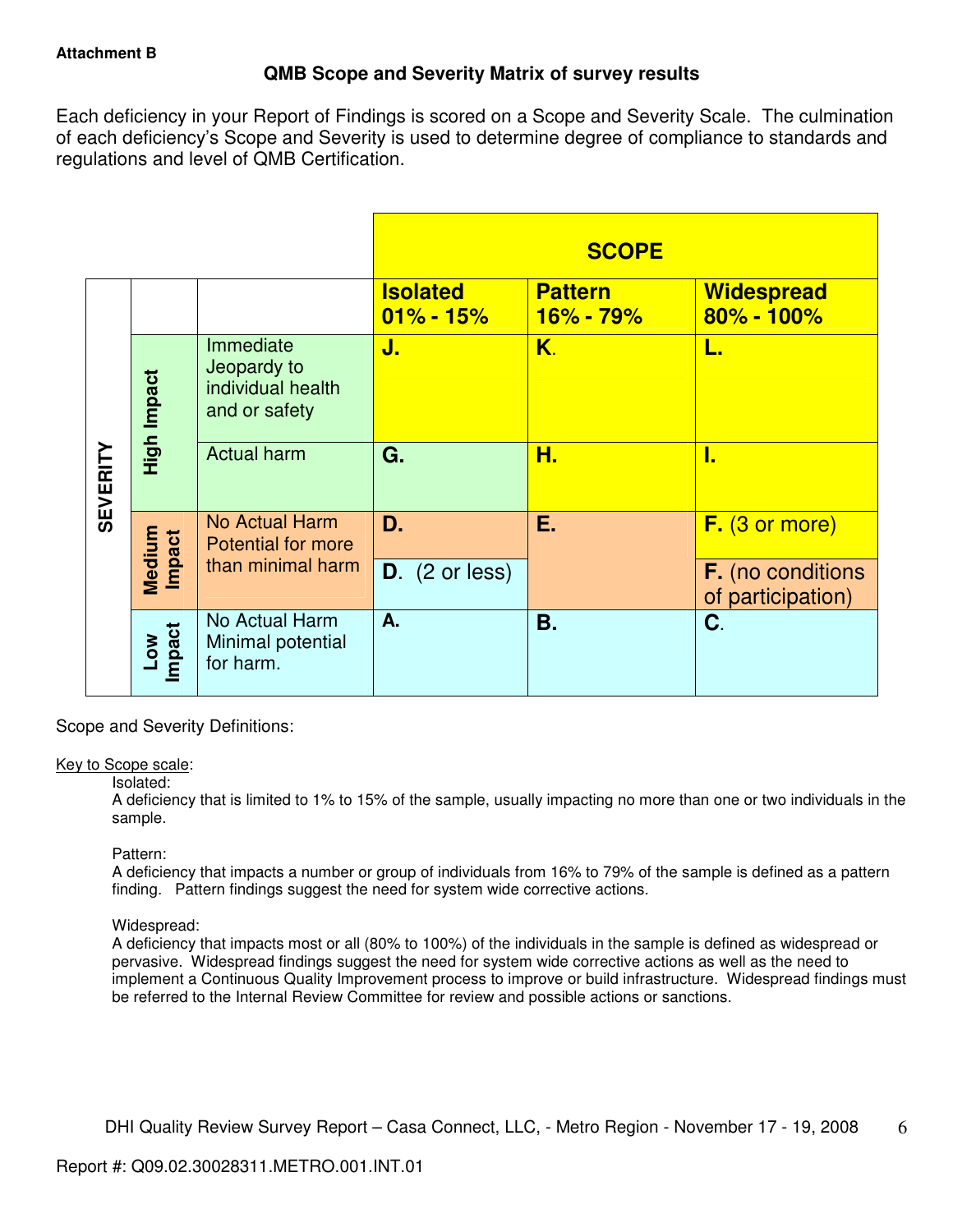**Attachment B**

## QMB Scope and Severity Matrix of survey results

Each deficiency in your Report of Findings is scored on a Scope and Severity Scale. The culmination of each deficiency's Scope and Severity is used to determine degree of compliance to standards and regulations and level of QMB Certification.

| SEVERITY | | | SCOPE | | |
|---|---|---|---|---|---|
| | | | **Isolated 01% - 15%** | **Pattern 16% - 79%** | **Widespread 80% - 100%** |
| | **High Impact** | Immediate Jeopardy to individual health and or safety | **J.** | **K.** | **L.** |
| | **High Impact** | Actual harm | **G.** | **H.** | **I.** |
| | **Medium Impact** | No Actual Harm Potential for more than minimal harm | **D.** | **E.** | **F.** (3 or more) |
| | **Medium Impact** | | **D.** (2 or less) | | **F.** (no conditions of participation) |
| | **Low Impact** | No Actual Harm Minimal potential for harm. | **A.** | **B.** | **C.** |

Scope and Severity Definitions:

<u>Key to Scope scale</u>:

Isolated:
A deficiency that is limited to 1% to 15% of the sample, usually impacting no more than one or two individuals in the sample.

Pattern:
A deficiency that impacts a number or group of individuals from 16% to 79% of the sample is defined as a pattern finding. Pattern findings suggest the need for system wide corrective actions.

Widespread:
A deficiency that impacts most or all (80% to 100%) of the individuals in the sample is defined as widespread or pervasive. Widespread findings suggest the need for system wide corrective actions as well as the need to implement a Continuous Quality Improvement process to improve or build infrastructure. Widespread findings must be referred to the Internal Review Committee for review and possible actions or sanctions.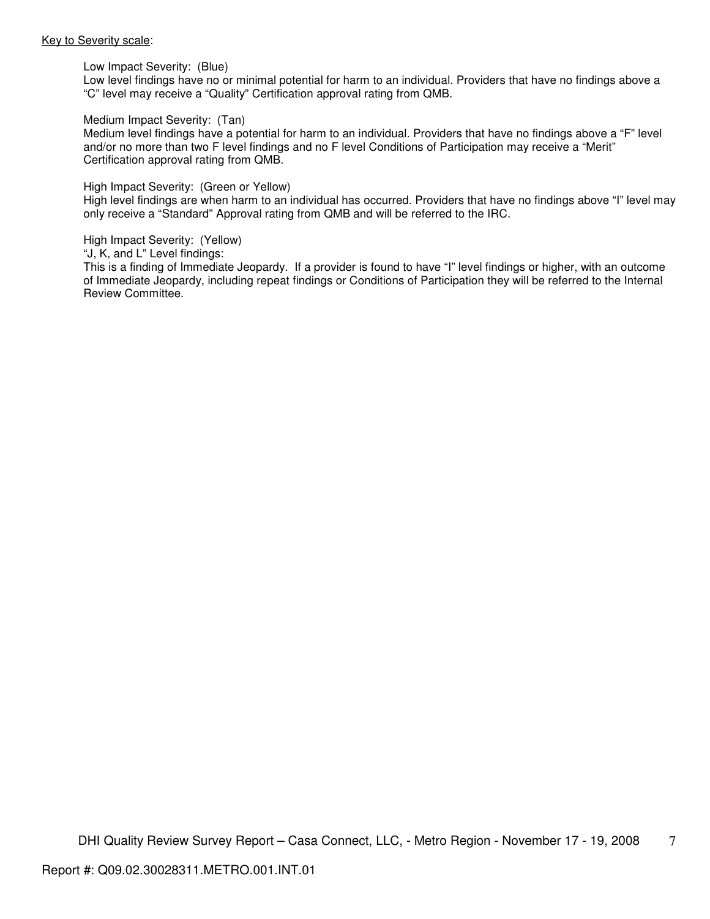<u>Key to Severity scale</u>:

Low Impact Severity: (Blue)
Low level findings have no or minimal potential for harm to an individual. Providers that have no findings above a "C" level may receive a "Quality" Certification approval rating from QMB.

Medium Impact Severity: (Tan)
Medium level findings have a potential for harm to an individual. Providers that have no findings above a "F" level and/or no more than two F level findings and no F level Conditions of Participation may receive a "Merit" Certification approval rating from QMB.

High Impact Severity: (Green or Yellow)
High level findings are when harm to an individual has occurred. Providers that have no findings above "I" level may only receive a "Standard" Approval rating from QMB and will be referred to the IRC.

High Impact Severity: (Yellow)
"J, K, and L" Level findings:
This is a finding of Immediate Jeopardy. If a provider is found to have "I" level findings or higher, with an outcome of Immediate Jeopardy, including repeat findings or Conditions of Participation they will be referred to the Internal Review Committee.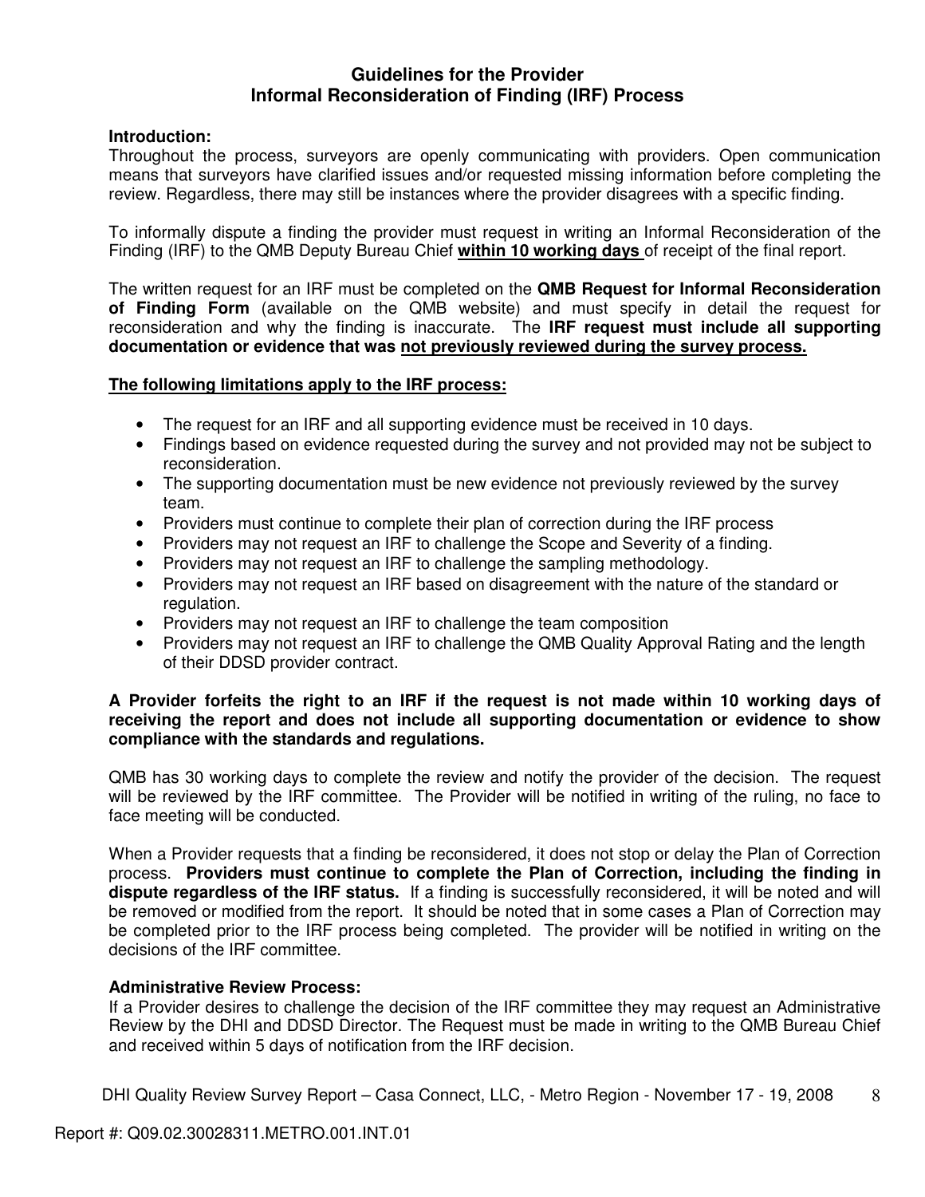# Guidelines for the Provider
## Informal Reconsideration of Finding (IRF) Process

**Introduction:**
Throughout the process, surveyors are openly communicating with providers. Open communication means that surveyors have clarified issues and/or requested missing information before completing the review. Regardless, there may still be instances where the provider disagrees with a specific finding.

To informally dispute a finding the provider must request in writing an Informal Reconsideration of the Finding (IRF) to the QMB Deputy Bureau Chief **within 10 working days** of receipt of the final report.

The written request for an IRF must be completed on the **QMB Request for Informal Reconsideration of Finding Form** (available on the QMB website) and must specify in detail the request for reconsideration and why the finding is inaccurate. The **IRF request must include all supporting documentation or evidence that was not previously reviewed during the survey process.**

**The following limitations apply to the IRF process:**

- The request for an IRF and all supporting evidence must be received in 10 days.
- Findings based on evidence requested during the survey and not provided may not be subject to reconsideration.
- The supporting documentation must be new evidence not previously reviewed by the survey team.
- Providers must continue to complete their plan of correction during the IRF process
- Providers may not request an IRF to challenge the Scope and Severity of a finding.
- Providers may not request an IRF to challenge the sampling methodology.
- Providers may not request an IRF based on disagreement with the nature of the standard or regulation.
- Providers may not request an IRF to challenge the team composition
- Providers may not request an IRF to challenge the QMB Quality Approval Rating and the length of their DDSD provider contract.

**A Provider forfeits the right to an IRF if the request is not made within 10 working days of receiving the report and does not include all supporting documentation or evidence to show compliance with the standards and regulations.**

QMB has 30 working days to complete the review and notify the provider of the decision. The request will be reviewed by the IRF committee. The Provider will be notified in writing of the ruling, no face to face meeting will be conducted.

When a Provider requests that a finding be reconsidered, it does not stop or delay the Plan of Correction process. **Providers must continue to complete the Plan of Correction, including the finding in dispute regardless of the IRF status.** If a finding is successfully reconsidered, it will be noted and will be removed or modified from the report. It should be noted that in some cases a Plan of Correction may be completed prior to the IRF process being completed. The provider will be notified in writing on the decisions of the IRF committee.

**Administrative Review Process:**
If a Provider desires to challenge the decision of the IRF committee they may request an Administrative Review by the DHI and DDSD Director. The Request must be made in writing to the QMB Bureau Chief and received within 5 days of notification from the IRF decision.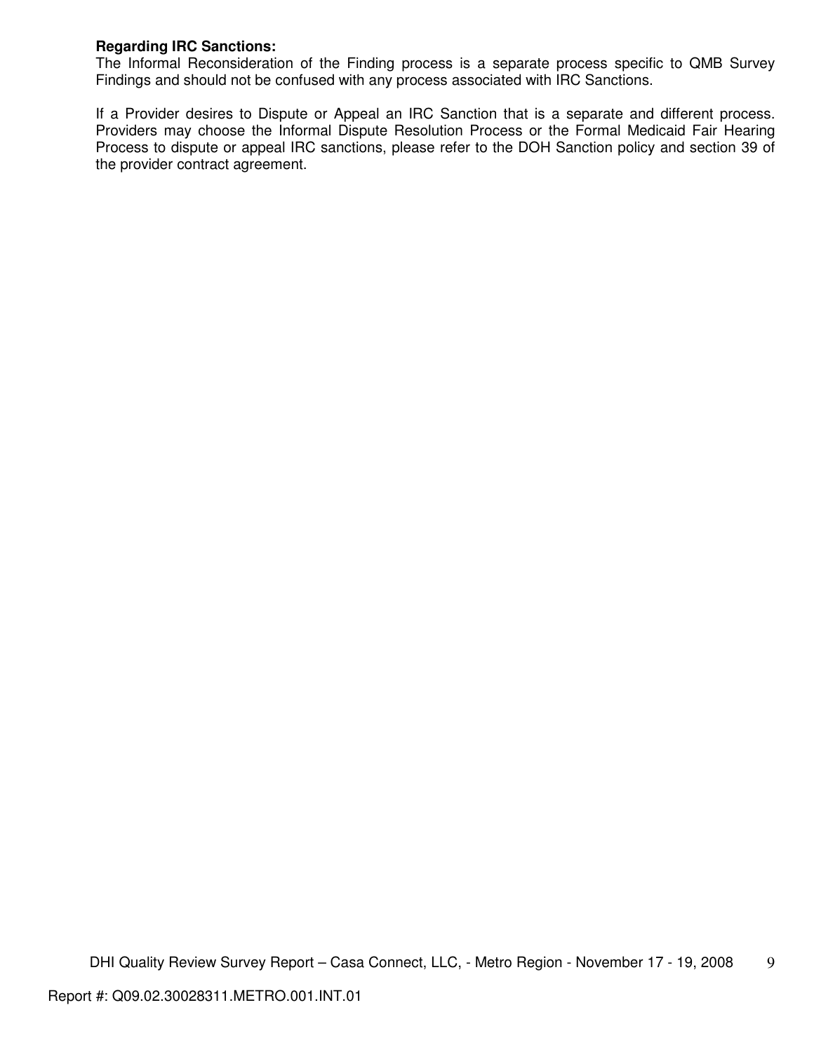**Regarding IRC Sanctions:**
The Informal Reconsideration of the Finding process is a separate process specific to QMB Survey Findings and should not be confused with any process associated with IRC Sanctions.

If a Provider desires to Dispute or Appeal an IRC Sanction that is a separate and different process. Providers may choose the Informal Dispute Resolution Process or the Formal Medicaid Fair Hearing Process to dispute or appeal IRC sanctions, please refer to the DOH Sanction policy and section 39 of the provider contract agreement.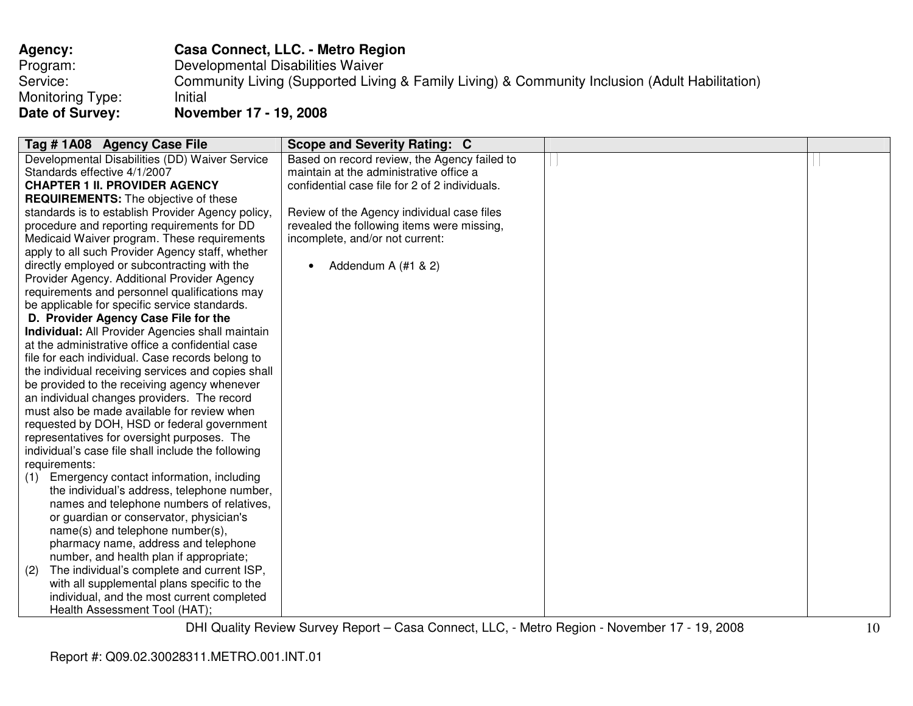**Agency:** **Casa Connect, LLC. - Metro Region**
Program: Developmental Disabilities Waiver
Service: Community Living (Supported Living & Family Living) & Community Inclusion (Adult Habilitation)
Monitoring Type: Initial
**Date of Survey:** **November 17 - 19, 2008**

| **Tag # 1A08 Agency Case File** | **Scope and Severity Rating: C** | | |
|---|---|---|---|
| Developmental Disabilities (DD) Waiver Service Standards effective 4/1/2007<br>**CHAPTER 1 II. PROVIDER AGENCY REQUIREMENTS:** The objective of these standards is to establish Provider Agency policy, procedure and reporting requirements for DD Medicaid Waiver program. These requirements apply to all such Provider Agency staff, whether directly employed or subcontracting with the Provider Agency. Additional Provider Agency requirements and personnel qualifications may be applicable for specific service standards.<br>**D. Provider Agency Case File for the Individual:** All Provider Agencies shall maintain at the administrative office a confidential case file for each individual. Case records belong to the individual receiving services and copies shall be provided to the receiving agency whenever an individual changes providers. The record must also be made available for review when requested by DOH, HSD or federal government representatives for oversight purposes. The individual's case file shall include the following requirements:<br>(1) Emergency contact information, including the individual's address, telephone number, names and telephone numbers of relatives, or guardian or conservator, physician's name(s) and telephone number(s), pharmacy name, address and telephone number, and health plan if appropriate;<br>(2) The individual's complete and current ISP, with all supplemental plans specific to the individual, and the most current completed Health Assessment Tool (HAT); | Based on record review, the Agency failed to maintain at the administrative office a confidential case file for 2 of 2 individuals.<br><br>Review of the Agency individual case files revealed the following items were missing, incomplete, and/or not current:<br><br>• Addendum A (#1 & 2) | | |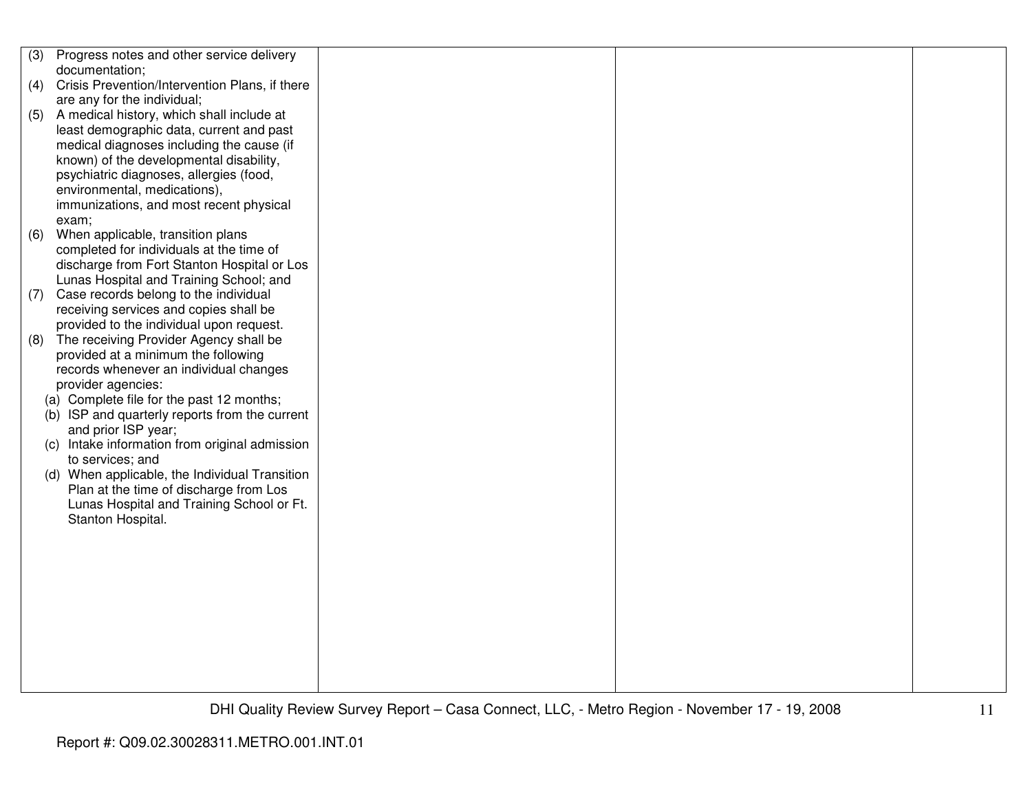| | | | |
|---|---|---|---|
| (3) Progress notes and other service delivery documentation;<br>(4) Crisis Prevention/Intervention Plans, if there are any for the individual;<br>(5) A medical history, which shall include at least demographic data, current and past medical diagnoses including the cause (if known) of the developmental disability, psychiatric diagnoses, allergies (food, environmental, medications), immunizations, and most recent physical exam;<br>(6) When applicable, transition plans completed for individuals at the time of discharge from Fort Stanton Hospital or Los Lunas Hospital and Training School; and<br>(7) Case records belong to the individual receiving services and copies shall be provided to the individual upon request.<br>(8) The receiving Provider Agency shall be provided at a minimum the following records whenever an individual changes provider agencies:<br>(a) Complete file for the past 12 months;<br>(b) ISP and quarterly reports from the current and prior ISP year;<br>(c) Intake information from original admission to services; and<br>(d) When applicable, the Individual Transition Plan at the time of discharge from Los Lunas Hospital and Training School or Ft. Stanton Hospital. | | | |

Report #: Q09.02.30028311.METRO.001.INT.01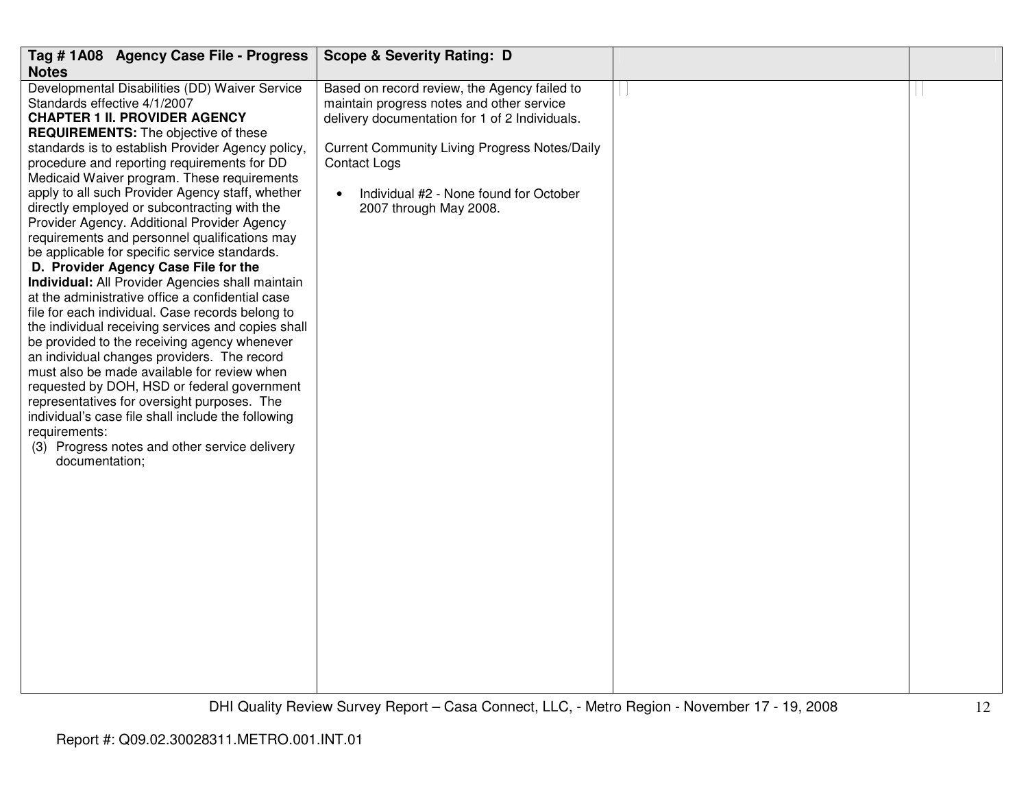| Tag # 1A08 Agency Case File - Progress Notes | Scope & Severity Rating: D | | |
|---|---|---|---|
| Developmental Disabilities (DD) Waiver Service Standards effective 4/1/2007<br>**CHAPTER 1 II. PROVIDER AGENCY REQUIREMENTS:** The objective of these standards is to establish Provider Agency policy, procedure and reporting requirements for DD Medicaid Waiver program. These requirements apply to all such Provider Agency staff, whether directly employed or subcontracting with the Provider Agency. Additional Provider Agency requirements and personnel qualifications may be applicable for specific service standards.<br>**D. Provider Agency Case File for the Individual:** All Provider Agencies shall maintain at the administrative office a confidential case file for each individual. Case records belong to the individual receiving services and copies shall be provided to the receiving agency whenever an individual changes providers. The record must also be made available for review when requested by DOH, HSD or federal government representatives for oversight purposes. The individual's case file shall include the following requirements:<br>(3) Progress notes and other service delivery documentation; | Based on record review, the Agency failed to maintain progress notes and other service delivery documentation for 1 of 2 Individuals.<br><br>Current Community Living Progress Notes/Daily Contact Logs<br><br>• Individual #2 - None found for October 2007 through May 2008. | | |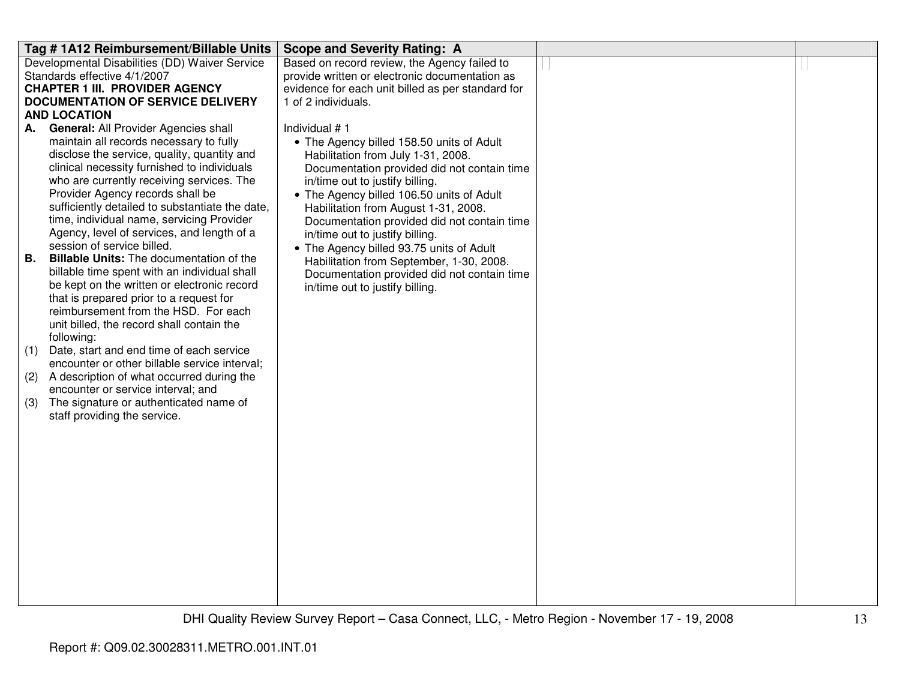| Tag # 1A12 Reimbursement/Billable Units | Scope and Severity Rating: A | | |
|---|---|---|---|
| Developmental Disabilities (DD) Waiver Service Standards effective 4/1/2007<br>**CHAPTER 1 III. PROVIDER AGENCY DOCUMENTATION OF SERVICE DELIVERY AND LOCATION**<br>**A. General:** All Provider Agencies shall maintain all records necessary to fully disclose the service, quality, quantity and clinical necessity furnished to individuals who are currently receiving services. The Provider Agency records shall be sufficiently detailed to substantiate the date, time, individual name, servicing Provider Agency, level of services, and length of a session of service billed.<br>**B. Billable Units:** The documentation of the billable time spent with an individual shall be kept on the written or electronic record that is prepared prior to a request for reimbursement from the HSD. For each unit billed, the record shall contain the following:<br>(1) Date, start and end time of each service encounter or other billable service interval;<br>(2) A description of what occurred during the encounter or service interval; and<br>(3) The signature or authenticated name of staff providing the service. | Based on record review, the Agency failed to provide written or electronic documentation as evidence for each unit billed as per standard for 1 of 2 individuals.<br><br>Individual # 1<br>• The Agency billed 158.50 units of Adult Habilitation from July 1-31, 2008. Documentation provided did not contain time in/time out to justify billing.<br>• The Agency billed 106.50 units of Adult Habilitation from August 1-31, 2008. Documentation provided did not contain time in/time out to justify billing.<br>• The Agency billed 93.75 units of Adult Habilitation from September, 1-30, 2008. Documentation provided did not contain time in/time out to justify billing. | | |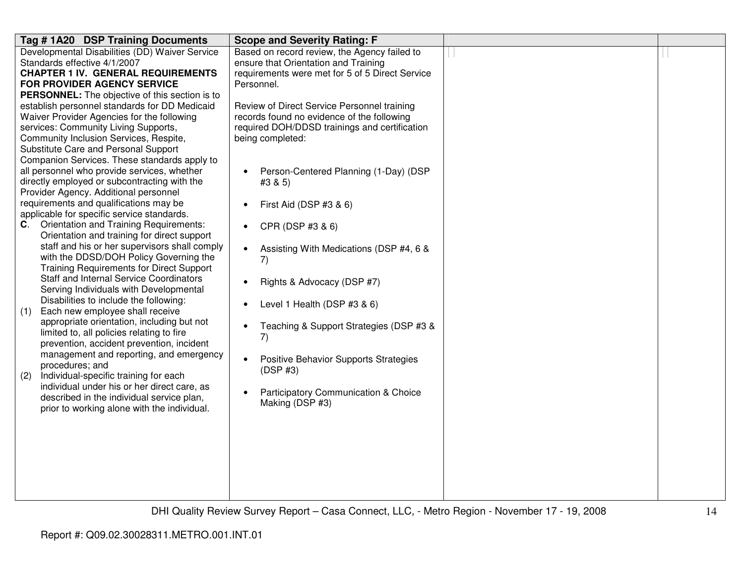| Tag # 1A20 DSP Training Documents | Scope and Severity Rating: F | | |
|---|---|---|---|
| Developmental Disabilities (DD) Waiver Service Standards effective 4/1/2007<br>**CHAPTER 1 IV. GENERAL REQUIREMENTS FOR PROVIDER AGENCY SERVICE PERSONNEL:** The objective of this section is to establish personnel standards for DD Medicaid Waiver Provider Agencies for the following services: Community Living Supports, Community Inclusion Services, Respite, Substitute Care and Personal Support Companion Services. These standards apply to all personnel who provide services, whether directly employed or subcontracting with the Provider Agency. Additional personnel requirements and qualifications may be applicable for specific service standards.<br>**C**. Orientation and Training Requirements: Orientation and training for direct support staff and his or her supervisors shall comply with the DDSD/DOH Policy Governing the Training Requirements for Direct Support Staff and Internal Service Coordinators Serving Individuals with Developmental Disabilities to include the following:<br>(1) Each new employee shall receive appropriate orientation, including but not limited to, all policies relating to fire prevention, accident prevention, incident management and reporting, and emergency procedures; and<br>(2) Individual-specific training for each individual under his or her direct care, as described in the individual service plan, prior to working alone with the individual. | Based on record review, the Agency failed to ensure that Orientation and Training requirements were met for 5 of 5 Direct Service Personnel.<br><br>Review of Direct Service Personnel training records found no evidence of the following required DOH/DDSD trainings and certification being completed:<br><br>• Person-Centered Planning (1-Day) (DSP #3 & 5)<br>• First Aid (DSP #3 & 6)<br>• CPR (DSP #3 & 6)<br>• Assisting With Medications (DSP #4, 6 & 7)<br>• Rights & Advocacy (DSP #7)<br>• Level 1 Health (DSP #3 & 6)<br>• Teaching & Support Strategies (DSP #3 & 7)<br>• Positive Behavior Supports Strategies (DSP #3)<br>• Participatory Communication & Choice Making (DSP #3) | | |

DHI Quality Review Survey Report – Casa Connect, LLC, - Metro Region - November 17 - 19, 2008

Report #: Q09.02.30028311.METRO.001.INT.01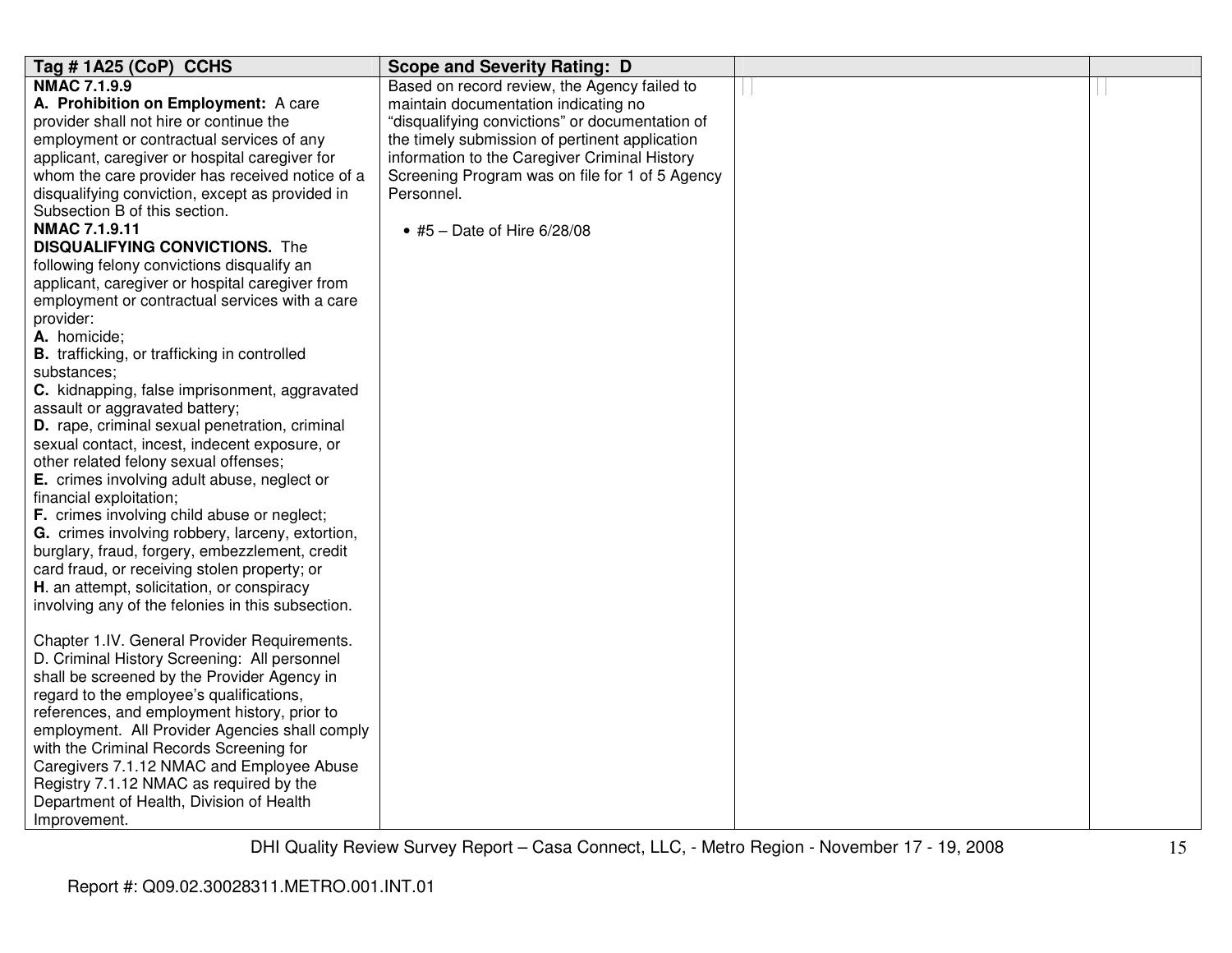| Tag # 1A25 (CoP) CCHS | Scope and Severity Rating: D | | |
|---|---|---|---|
| **NMAC 7.1.9.9**<br>**A. Prohibition on Employment:** A care provider shall not hire or continue the employment or contractual services of any applicant, caregiver or hospital caregiver for whom the care provider has received notice of a disqualifying conviction, except as provided in Subsection B of this section.<br>**NMAC 7.1.9.11**<br>**DISQUALIFYING CONVICTIONS.** The following felony convictions disqualify an applicant, caregiver or hospital caregiver from employment or contractual services with a care provider:<br>**A.** homicide;<br>**B.** trafficking, or trafficking in controlled substances;<br>**C.** kidnapping, false imprisonment, aggravated assault or aggravated battery;<br>**D.** rape, criminal sexual penetration, criminal sexual contact, incest, indecent exposure, or other related felony sexual offenses;<br>**E.** crimes involving adult abuse, neglect or financial exploitation;<br>**F.** crimes involving child abuse or neglect;<br>**G.** crimes involving robbery, larceny, extortion, burglary, fraud, forgery, embezzlement, credit card fraud, or receiving stolen property; or<br>**H**. an attempt, solicitation, or conspiracy involving any of the felonies in this subsection.<br><br>Chapter 1.IV. General Provider Requirements. D. Criminal History Screening: All personnel shall be screened by the Provider Agency in regard to the employee's qualifications, references, and employment history, prior to employment. All Provider Agencies shall comply with the Criminal Records Screening for Caregivers 7.1.12 NMAC and Employee Abuse Registry 7.1.12 NMAC as required by the Department of Health, Division of Health Improvement. | Based on record review, the Agency failed to maintain documentation indicating no "disqualifying convictions" or documentation of the timely submission of pertinent application information to the Caregiver Criminal History Screening Program was on file for 1 of 5 Agency Personnel.<br><br>• #5 – Date of Hire 6/28/08 | | |

DHI Quality Review Survey Report – Casa Connect, LLC, - Metro Region - November 17 - 19, 2008

Report #: Q09.02.30028311.METRO.001.INT.01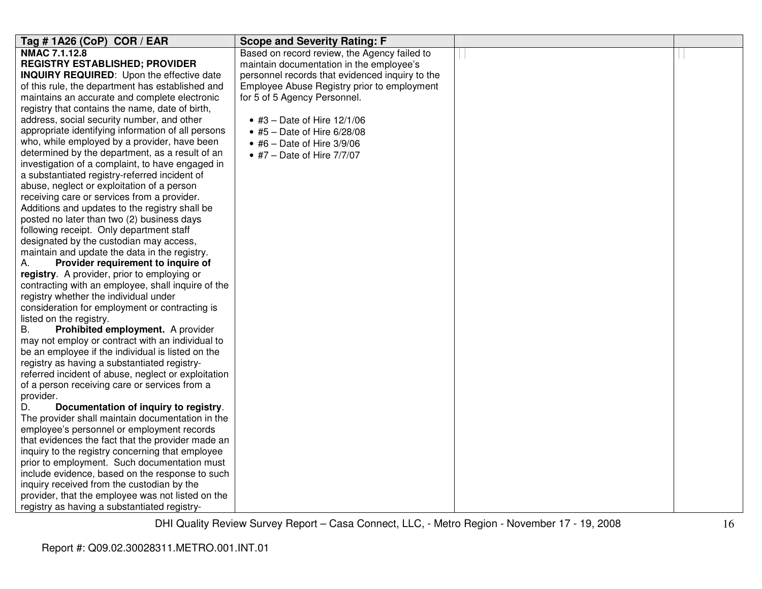| Tag # 1A26 (CoP) COR / EAR | Scope and Severity Rating: F | | |
|---|---|---|---|
| **NMAC 7.1.12.8**<br>**REGISTRY ESTABLISHED; PROVIDER INQUIRY REQUIRED**: Upon the effective date of this rule, the department has established and maintains an accurate and complete electronic registry that contains the name, date of birth, address, social security number, and other appropriate identifying information of all persons who, while employed by a provider, have been determined by the department, as a result of an investigation of a complaint, to have engaged in a substantiated registry-referred incident of abuse, neglect or exploitation of a person receiving care or services from a provider. Additions and updates to the registry shall be posted no later than two (2) business days following receipt. Only department staff designated by the custodian may access, maintain and update the data in the registry.<br>A. **Provider requirement to inquire of registry**. A provider, prior to employing or contracting with an employee, shall inquire of the registry whether the individual under consideration for employment or contracting is listed on the registry.<br>B. **Prohibited employment.** A provider may not employ or contract with an individual to be an employee if the individual is listed on the registry as having a substantiated registry-referred incident of abuse, neglect or exploitation of a person receiving care or services from a provider.<br>D. **Documentation of inquiry to registry**. The provider shall maintain documentation in the employee's personnel or employment records that evidences the fact that the provider made an inquiry to the registry concerning that employee prior to employment. Such documentation must include evidence, based on the response to such inquiry received from the custodian by the provider, that the employee was not listed on the registry as having a substantiated registry- | Based on record review, the Agency failed to maintain documentation in the employee's personnel records that evidenced inquiry to the Employee Abuse Registry prior to employment for 5 of 5 Agency Personnel.<br><br>• #3 – Date of Hire 12/1/06<br>• #5 – Date of Hire 6/28/08<br>• #6 – Date of Hire 3/9/06<br>• #7 – Date of Hire 7/7/07 | | |

DHI Quality Review Survey Report – Casa Connect, LLC, - Metro Region - November 17 - 19, 2008

Report #: Q09.02.30028311.METRO.001.INT.01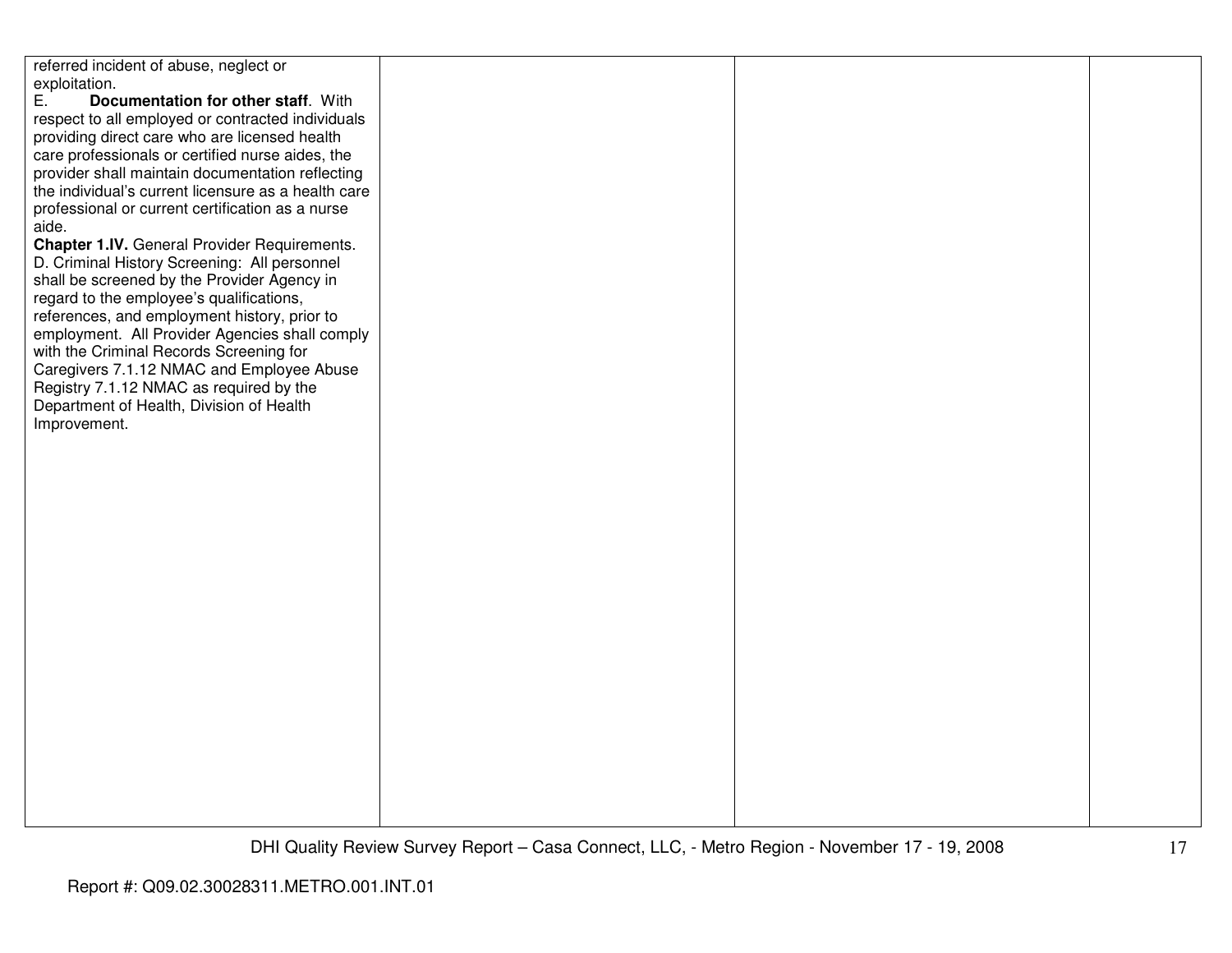| | | | |
|---|---|---|---|
| referred incident of abuse, neglect or exploitation.<br>E. **Documentation for other staff**. With respect to all employed or contracted individuals providing direct care who are licensed health care professionals or certified nurse aides, the provider shall maintain documentation reflecting the individual's current licensure as a health care professional or current certification as a nurse aide.<br>**Chapter 1.IV.** General Provider Requirements. D. Criminal History Screening: All personnel shall be screened by the Provider Agency in regard to the employee's qualifications, references, and employment history, prior to employment. All Provider Agencies shall comply with the Criminal Records Screening for Caregivers 7.1.12 NMAC and Employee Abuse Registry 7.1.12 NMAC as required by the Department of Health, Division of Health Improvement. | | | |

DHI Quality Review Survey Report – Casa Connect, LLC, - Metro Region - November 17 - 19, 2008

Report #: Q09.02.30028311.METRO.001.INT.01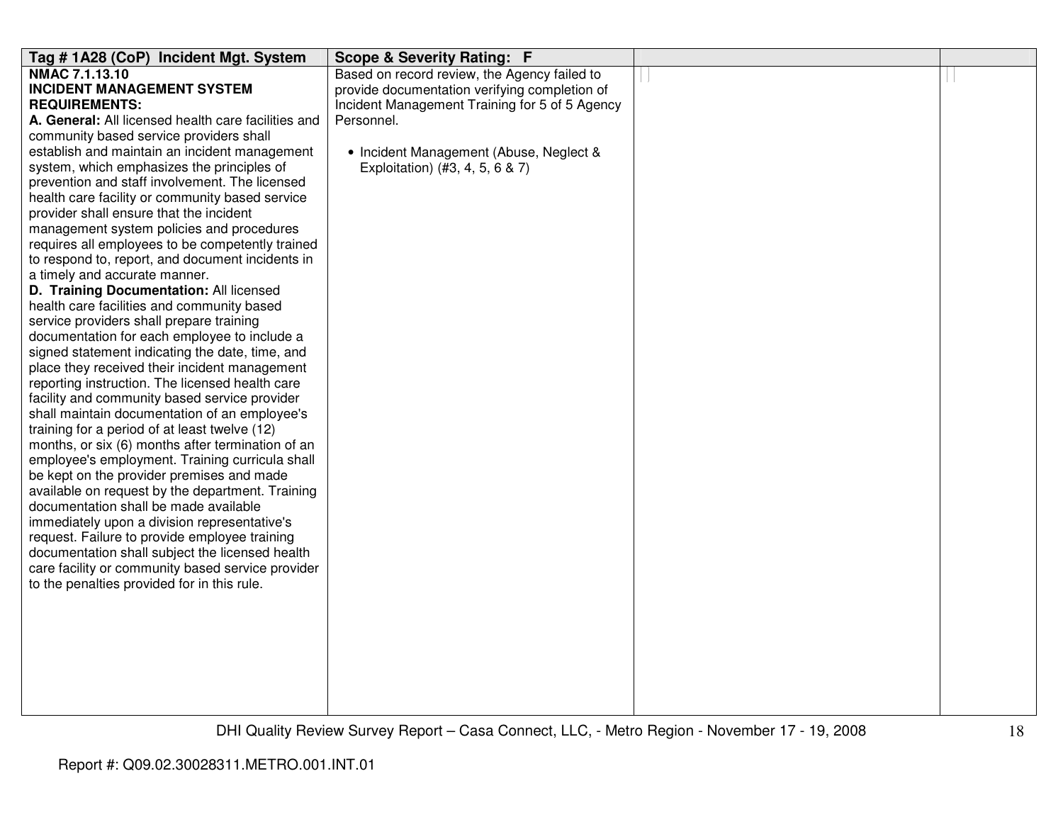| Tag # 1A28 (CoP) Incident Mgt. System | Scope & Severity Rating: F | | |
|---|---|---|---|
| **NMAC 7.1.13.10**<br>**INCIDENT MANAGEMENT SYSTEM REQUIREMENTS:**<br>**A. General:** All licensed health care facilities and community based service providers shall establish and maintain an incident management system, which emphasizes the principles of prevention and staff involvement. The licensed health care facility or community based service provider shall ensure that the incident management system policies and procedures requires all employees to be competently trained to respond to, report, and document incidents in a timely and accurate manner.<br>**D. Training Documentation:** All licensed health care facilities and community based service providers shall prepare training documentation for each employee to include a signed statement indicating the date, time, and place they received their incident management reporting instruction. The licensed health care facility and community based service provider shall maintain documentation of an employee's training for a period of at least twelve (12) months, or six (6) months after termination of an employee's employment. Training curricula shall be kept on the provider premises and made available on request by the department. Training documentation shall be made available immediately upon a division representative's request. Failure to provide employee training documentation shall subject the licensed health care facility or community based service provider to the penalties provided for in this rule. | Based on record review, the Agency failed to provide documentation verifying completion of Incident Management Training for 5 of 5 Agency Personnel.<br><br>• Incident Management (Abuse, Neglect & Exploitation) (#3, 4, 5, 6 & 7) | | |

DHI Quality Review Survey Report – Casa Connect, LLC, - Metro Region - November 17 - 19, 2008

Report #: Q09.02.30028311.METRO.001.INT.01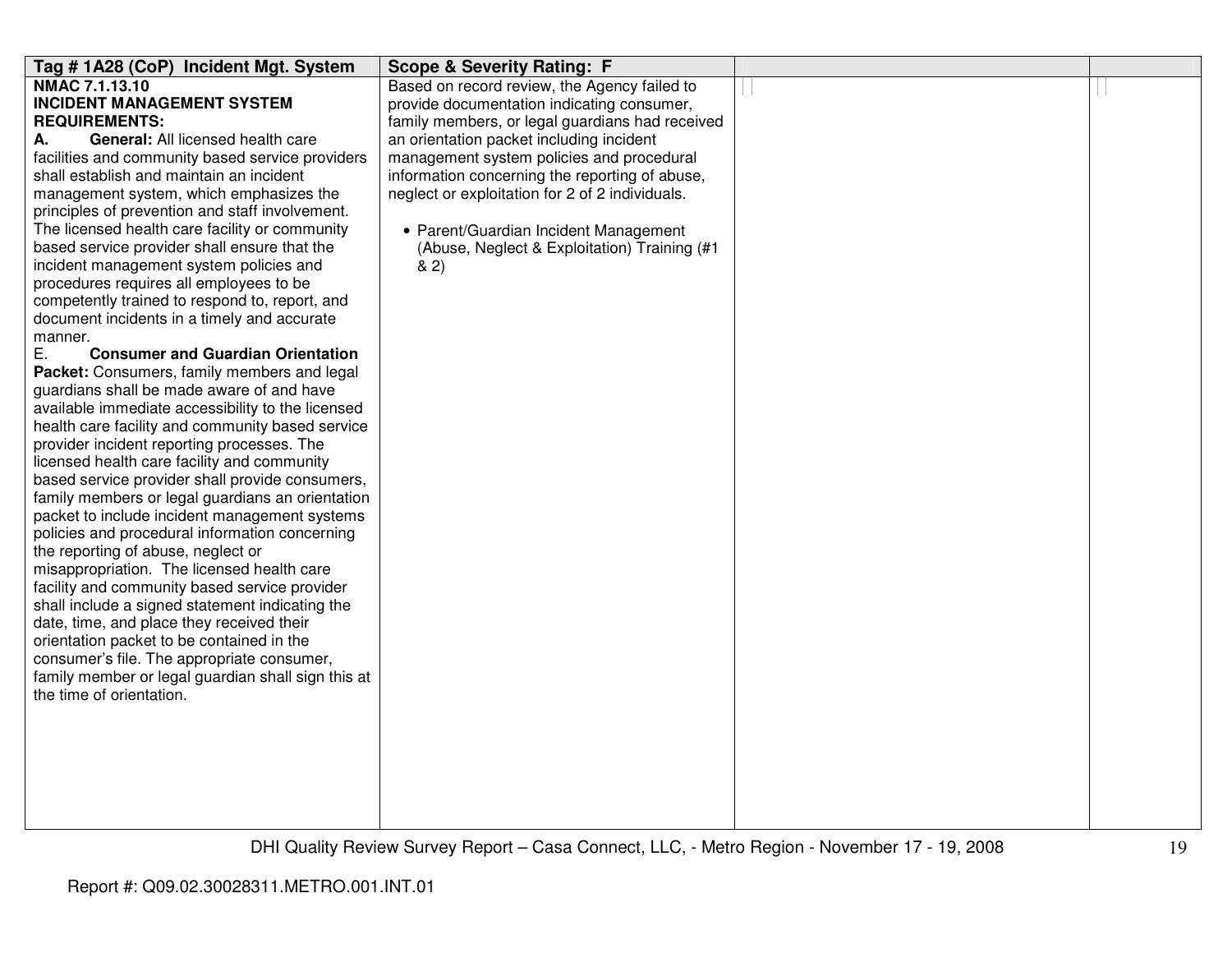| Tag # 1A28 (CoP) Incident Mgt. System | Scope & Severity Rating: F | | |
|---|---|---|---|
| **NMAC 7.1.13.10**<br>**INCIDENT MANAGEMENT SYSTEM REQUIREMENTS:**<br>**A. General:** All licensed health care facilities and community based service providers shall establish and maintain an incident management system, which emphasizes the principles of prevention and staff involvement. The licensed health care facility or community based service provider shall ensure that the incident management system policies and procedures requires all employees to be competently trained to respond to, report, and document incidents in a timely and accurate manner.<br>E. **Consumer and Guardian Orientation Packet:** Consumers, family members and legal guardians shall be made aware of and have available immediate accessibility to the licensed health care facility and community based service provider incident reporting processes. The licensed health care facility and community based service provider shall provide consumers, family members or legal guardians an orientation packet to include incident management systems policies and procedural information concerning the reporting of abuse, neglect or misappropriation. The licensed health care facility and community based service provider shall include a signed statement indicating the date, time, and place they received their orientation packet to be contained in the consumer's file. The appropriate consumer, family member or legal guardian shall sign this at the time of orientation. | Based on record review, the Agency failed to provide documentation indicating consumer, family members, or legal guardians had received an orientation packet including incident management system policies and procedural information concerning the reporting of abuse, neglect or exploitation for 2 of 2 individuals.<br><br>• Parent/Guardian Incident Management (Abuse, Neglect & Exploitation) Training (#1 & 2) | | |

Report #: Q09.02.30028311.METRO.001.INT.01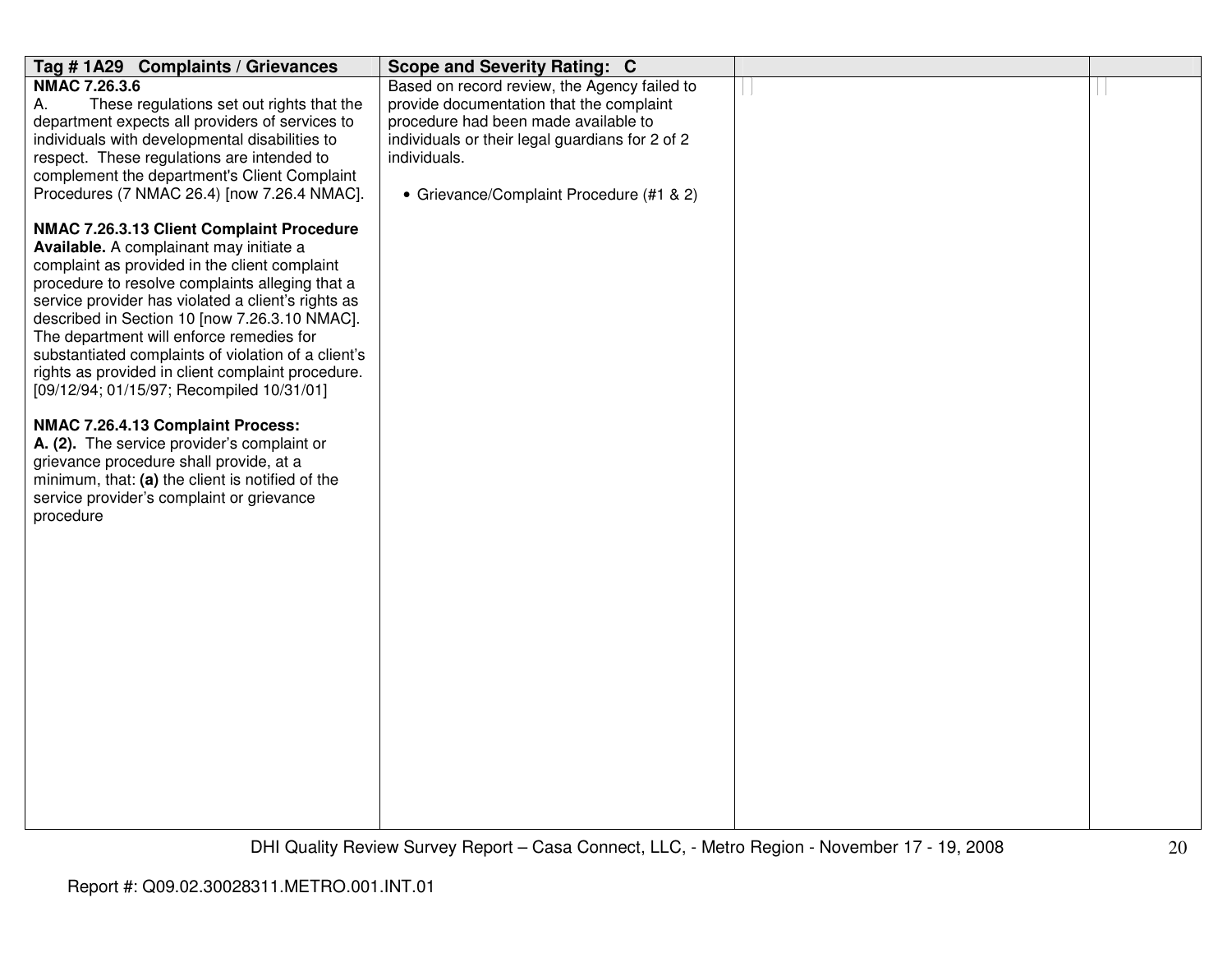| Tag # 1A29 Complaints / Grievances | Scope and Severity Rating: C | | |
|---|---|---|---|
| **NMAC 7.26.3.6**<br>A. These regulations set out rights that the department expects all providers of services to individuals with developmental disabilities to respect. These regulations are intended to complement the department's Client Complaint Procedures (7 NMAC 26.4) [now 7.26.4 NMAC].<br><br>**NMAC 7.26.3.13 Client Complaint Procedure Available.** A complainant may initiate a complaint as provided in the client complaint procedure to resolve complaints alleging that a service provider has violated a client's rights as described in Section 10 [now 7.26.3.10 NMAC]. The department will enforce remedies for substantiated complaints of violation of a client's rights as provided in client complaint procedure. [09/12/94; 01/15/97; Recompiled 10/31/01]<br><br>**NMAC 7.26.4.13 Complaint Process:**<br>**A. (2).** The service provider's complaint or grievance procedure shall provide, at a minimum, that: **(a)** the client is notified of the service provider's complaint or grievance procedure | Based on record review, the Agency failed to provide documentation that the complaint procedure had been made available to individuals or their legal guardians for 2 of 2 individuals.<br><br>• Grievance/Complaint Procedure (#1 & 2) | | |

Report #: Q09.02.30028311.METRO.001.INT.01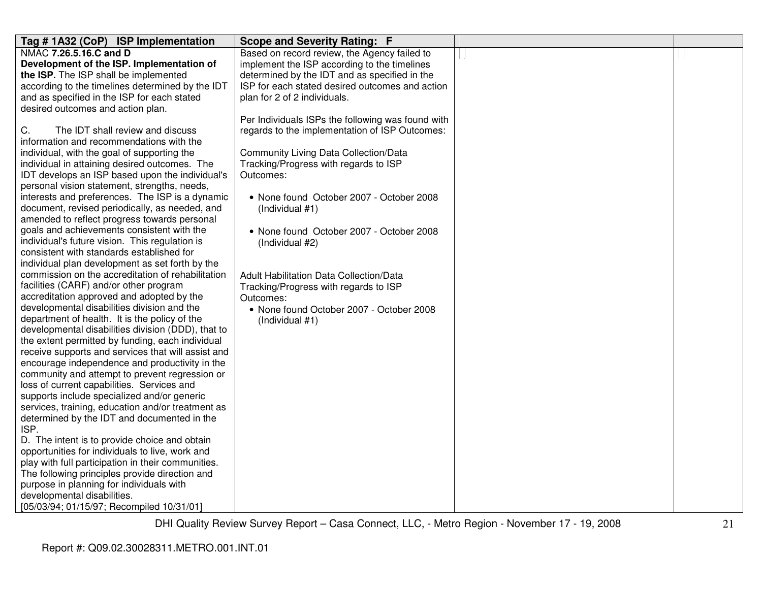| Tag # 1A32 (CoP) ISP Implementation | Scope and Severity Rating: F | | |
|---|---|---|---|
| NMAC **7.26.5.16.C and D**<br>**Development of the ISP. Implementation of the ISP.** The ISP shall be implemented according to the timelines determined by the IDT and as specified in the ISP for each stated desired outcomes and action plan.<br><br>C. The IDT shall review and discuss information and recommendations with the individual, with the goal of supporting the individual in attaining desired outcomes. The IDT develops an ISP based upon the individual's personal vision statement, strengths, needs, interests and preferences. The ISP is a dynamic document, revised periodically, as needed, and amended to reflect progress towards personal goals and achievements consistent with the individual's future vision. This regulation is consistent with standards established for individual plan development as set forth by the commission on the accreditation of rehabilitation facilities (CARF) and/or other program accreditation approved and adopted by the developmental disabilities division and the department of health. It is the policy of the developmental disabilities division (DDD), that to the extent permitted by funding, each individual receive supports and services that will assist and encourage independence and productivity in the community and attempt to prevent regression or loss of current capabilities. Services and supports include specialized and/or generic services, training, education and/or treatment as determined by the IDT and documented in the ISP.<br>D. The intent is to provide choice and obtain opportunities for individuals to live, work and play with full participation in their communities. The following principles provide direction and purpose in planning for individuals with developmental disabilities.<br>[05/03/94; 01/15/97; Recompiled 10/31/01] | Based on record review, the Agency failed to implement the ISP according to the timelines determined by the IDT and as specified in the ISP for each stated desired outcomes and action plan for 2 of 2 individuals.<br><br>Per Individuals ISPs the following was found with regards to the implementation of ISP Outcomes:<br><br>Community Living Data Collection/Data Tracking/Progress with regards to ISP Outcomes:<br><br>• None found October 2007 - October 2008 (Individual #1)<br><br>• None found October 2007 - October 2008 (Individual #2)<br><br>Adult Habilitation Data Collection/Data Tracking/Progress with regards to ISP Outcomes:<br>• None found October 2007 - October 2008 (Individual #1) | | |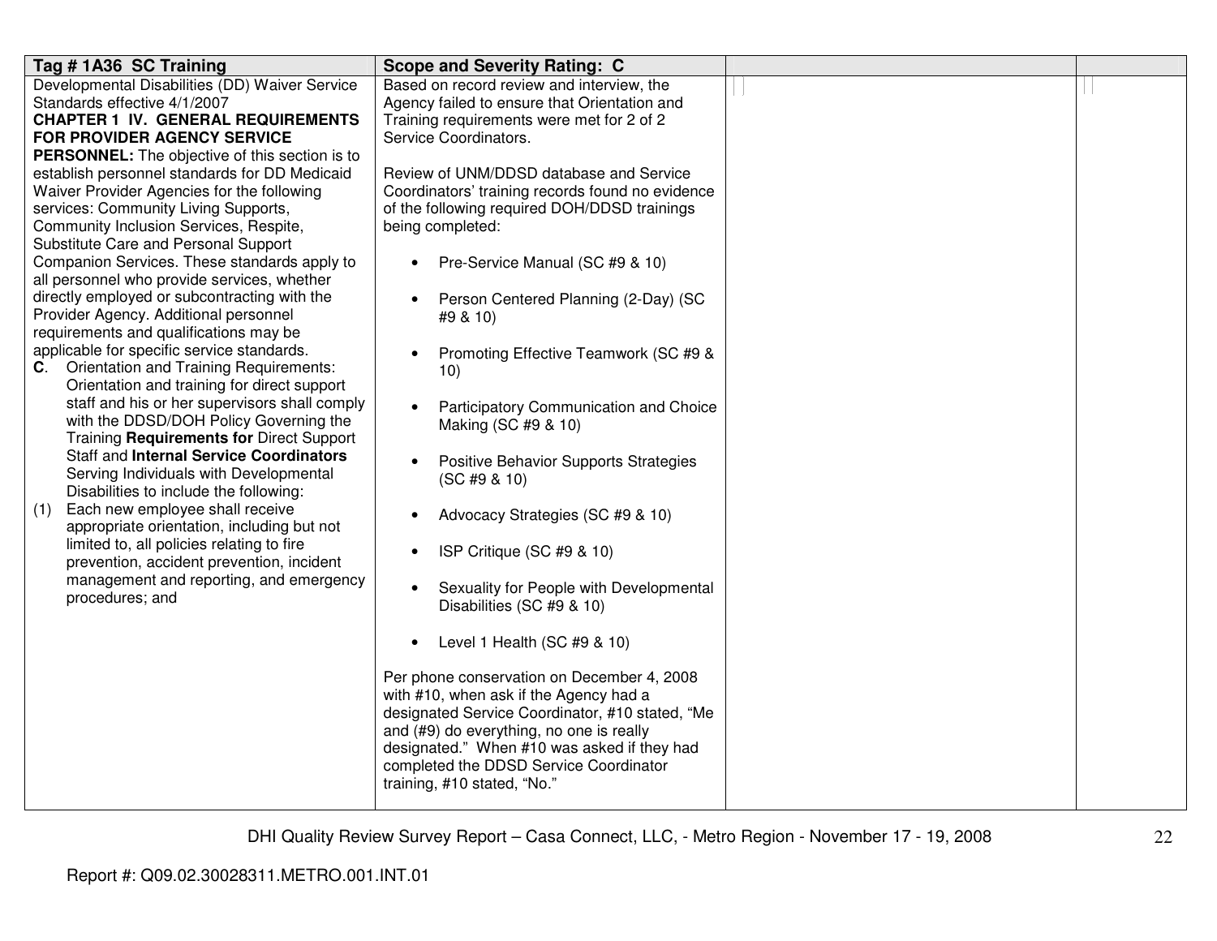| Tag # 1A36 SC Training | Scope and Severity Rating: C | | |
|---|---|---|---|
| Developmental Disabilities (DD) Waiver Service Standards effective 4/1/2007<br>**CHAPTER 1 IV. GENERAL REQUIREMENTS FOR PROVIDER AGENCY SERVICE PERSONNEL:** The objective of this section is to establish personnel standards for DD Medicaid Waiver Provider Agencies for the following services: Community Living Supports, Community Inclusion Services, Respite, Substitute Care and Personal Support Companion Services. These standards apply to all personnel who provide services, whether directly employed or subcontracting with the Provider Agency. Additional personnel requirements and qualifications may be applicable for specific service standards.<br>**C**. Orientation and Training Requirements: Orientation and training for direct support staff and his or her supervisors shall comply with the DDSD/DOH Policy Governing the Training **Requirements for** Direct Support Staff and **Internal Service Coordinators** Serving Individuals with Developmental Disabilities to include the following:<br>(1) Each new employee shall receive appropriate orientation, including but not limited to, all policies relating to fire prevention, accident prevention, incident management and reporting, and emergency procedures; and | Based on record review and interview, the Agency failed to ensure that Orientation and Training requirements were met for 2 of 2 Service Coordinators.<br><br>Review of UNM/DDSD database and Service Coordinators' training records found no evidence of the following required DOH/DDSD trainings being completed:<br><br>• Pre-Service Manual (SC #9 & 10)<br>• Person Centered Planning (2-Day) (SC #9 & 10)<br>• Promoting Effective Teamwork (SC #9 & 10)<br>• Participatory Communication and Choice Making (SC #9 & 10)<br>• Positive Behavior Supports Strategies (SC #9 & 10)<br>• Advocacy Strategies (SC #9 & 10)<br>• ISP Critique (SC #9 & 10)<br>• Sexuality for People with Developmental Disabilities (SC #9 & 10)<br>• Level 1 Health (SC #9 & 10)<br><br>Per phone conservation on December 4, 2008 with #10, when ask if the Agency had a designated Service Coordinator, #10 stated, "Me and (#9) do everything, no one is really designated." When #10 was asked if they had completed the DDSD Service Coordinator training, #10 stated, "No." | | |

Report #: Q09.02.30028311.METRO.001.INT.01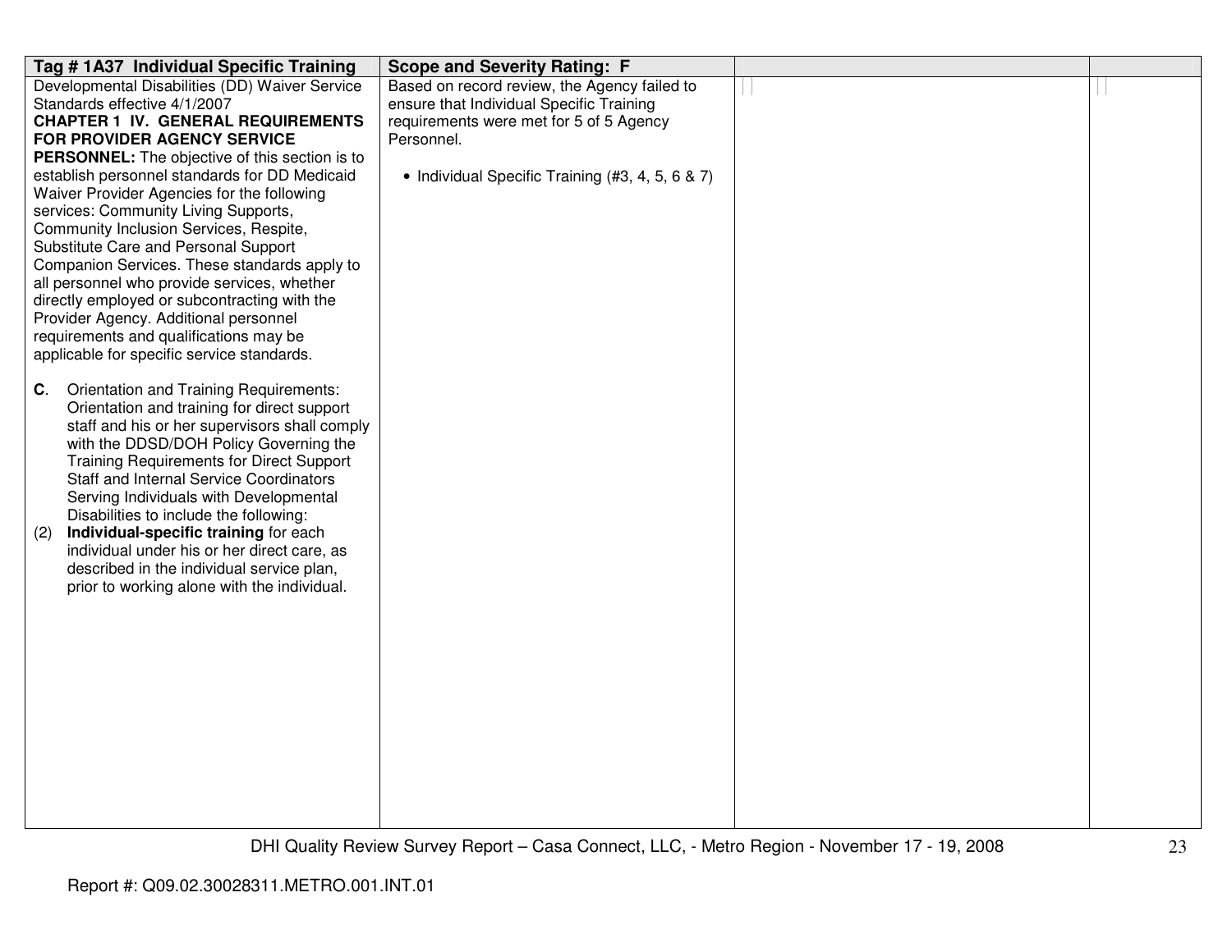| Tag # 1A37 Individual Specific Training | Scope and Severity Rating: F | | |
|---|---|---|---|
| Developmental Disabilities (DD) Waiver Service Standards effective 4/1/2007<br>**CHAPTER 1 IV. GENERAL REQUIREMENTS FOR PROVIDER AGENCY SERVICE PERSONNEL:** The objective of this section is to establish personnel standards for DD Medicaid Waiver Provider Agencies for the following services: Community Living Supports, Community Inclusion Services, Respite, Substitute Care and Personal Support Companion Services. These standards apply to all personnel who provide services, whether directly employed or subcontracting with the Provider Agency. Additional personnel requirements and qualifications may be applicable for specific service standards.<br><br>**C**. Orientation and Training Requirements: Orientation and training for direct support staff and his or her supervisors shall comply with the DDSD/DOH Policy Governing the Training Requirements for Direct Support Staff and Internal Service Coordinators Serving Individuals with Developmental Disabilities to include the following:<br>(2) **Individual-specific training** for each individual under his or her direct care, as described in the individual service plan, prior to working alone with the individual. | Based on record review, the Agency failed to ensure that Individual Specific Training requirements were met for 5 of 5 Agency Personnel.<br><br>• Individual Specific Training (#3, 4, 5, 6 & 7) | | |

DHI Quality Review Survey Report – Casa Connect, LLC, - Metro Region - November 17 - 19, 2008

Report #: Q09.02.30028311.METRO.001.INT.01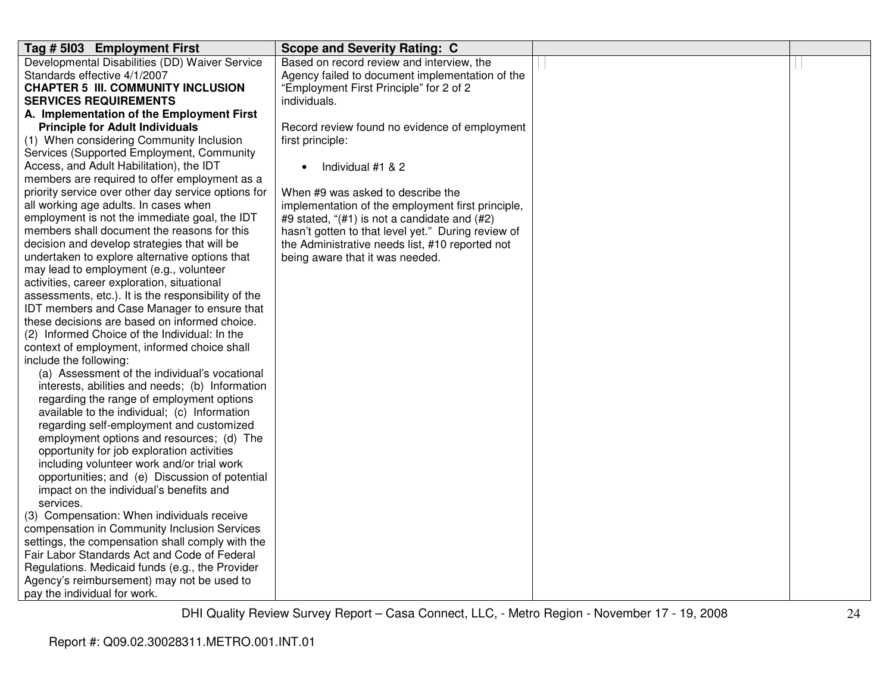| Tag # 5I03 Employment First | Scope and Severity Rating: C | | |
|---|---|---|---|
| Developmental Disabilities (DD) Waiver Service Standards effective 4/1/2007<br>**CHAPTER 5 III. COMMUNITY INCLUSION SERVICES REQUIREMENTS**<br>**A. Implementation of the Employment First Principle for Adult Individuals**<br>(1) When considering Community Inclusion Services (Supported Employment, Community Access, and Adult Habilitation), the IDT members are required to offer employment as a priority service over other day service options for all working age adults. In cases when employment is not the immediate goal, the IDT members shall document the reasons for this decision and develop strategies that will be undertaken to explore alternative options that may lead to employment (e.g., volunteer activities, career exploration, situational assessments, etc.). It is the responsibility of the IDT members and Case Manager to ensure that these decisions are based on informed choice.<br>(2) Informed Choice of the Individual: In the context of employment, informed choice shall include the following:<br>(a) Assessment of the individual's vocational interests, abilities and needs; (b) Information regarding the range of employment options available to the individual; (c) Information regarding self-employment and customized employment options and resources; (d) The opportunity for job exploration activities including volunteer work and/or trial work opportunities; and (e) Discussion of potential impact on the individual's benefits and services.<br>(3) Compensation: When individuals receive compensation in Community Inclusion Services settings, the compensation shall comply with the Fair Labor Standards Act and Code of Federal Regulations. Medicaid funds (e.g., the Provider Agency's reimbursement) may not be used to pay the individual for work. | Based on record review and interview, the Agency failed to document implementation of the "Employment First Principle" for 2 of 2 individuals.<br><br>Record review found no evidence of employment first principle:<br><br>• Individual #1 & 2<br><br>When #9 was asked to describe the implementation of the employment first principle, #9 stated, "(#1) is not a candidate and (#2) hasn't gotten to that level yet." During review of the Administrative needs list, #10 reported not being aware that it was needed. | | |

Report #: Q09.02.30028311.METRO.001.INT.01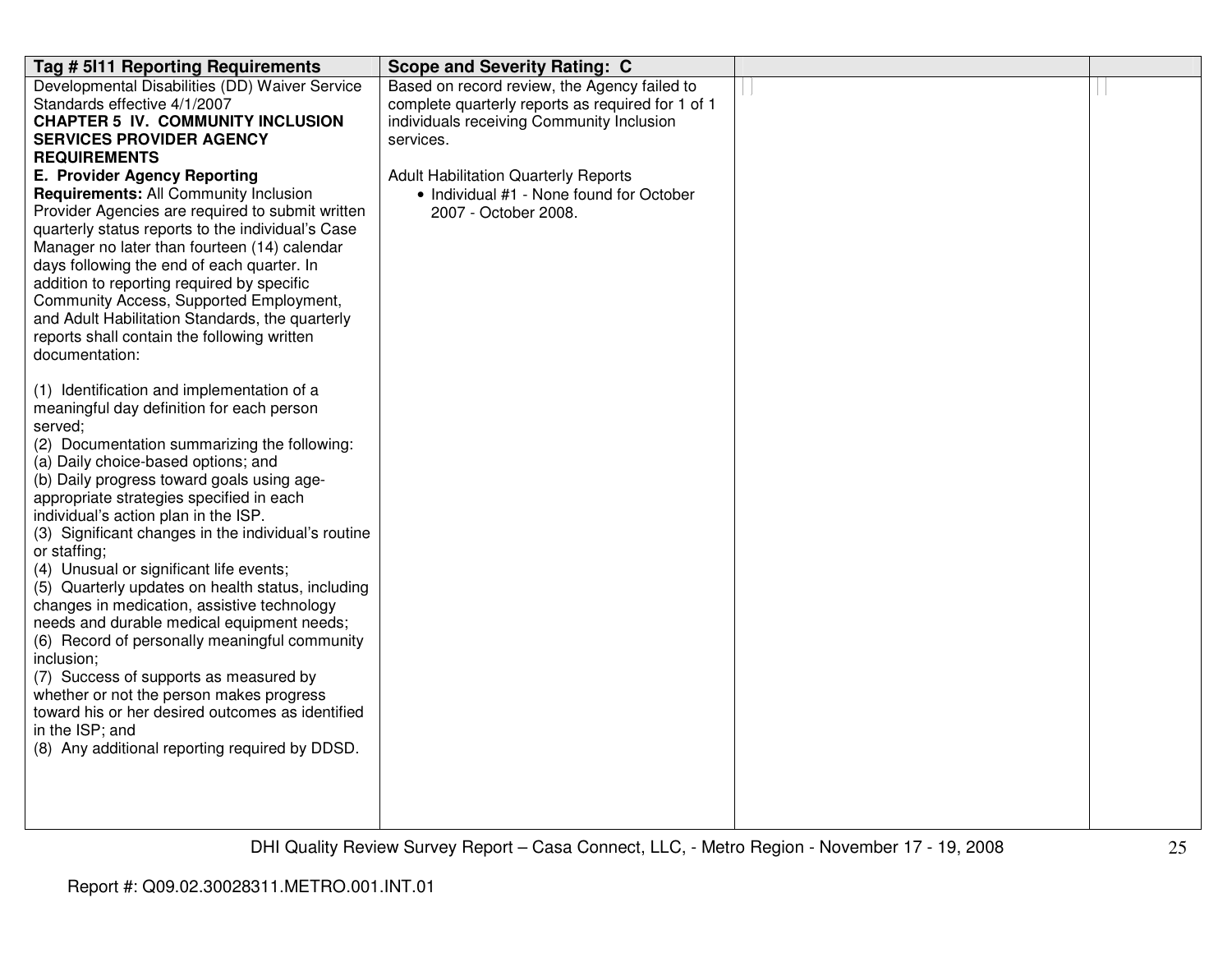| Tag # 5I11 Reporting Requirements | Scope and Severity Rating: C | | |
|---|---|---|---|
| Developmental Disabilities (DD) Waiver Service Standards effective 4/1/2007<br>**CHAPTER 5 IV. COMMUNITY INCLUSION SERVICES PROVIDER AGENCY REQUIREMENTS**<br>**E. Provider Agency Reporting Requirements:** All Community Inclusion Provider Agencies are required to submit written quarterly status reports to the individual's Case Manager no later than fourteen (14) calendar days following the end of each quarter. In addition to reporting required by specific Community Access, Supported Employment, and Adult Habilitation Standards, the quarterly reports shall contain the following written documentation:<br><br>(1) Identification and implementation of a meaningful day definition for each person served;<br>(2) Documentation summarizing the following:<br>(a) Daily choice-based options; and<br>(b) Daily progress toward goals using age-appropriate strategies specified in each individual's action plan in the ISP.<br>(3) Significant changes in the individual's routine or staffing;<br>(4) Unusual or significant life events;<br>(5) Quarterly updates on health status, including changes in medication, assistive technology needs and durable medical equipment needs;<br>(6) Record of personally meaningful community inclusion;<br>(7) Success of supports as measured by whether or not the person makes progress toward his or her desired outcomes as identified in the ISP; and<br>(8) Any additional reporting required by DDSD. | Based on record review, the Agency failed to complete quarterly reports as required for 1 of 1 individuals receiving Community Inclusion services.<br><br>Adult Habilitation Quarterly Reports<br>• Individual #1 - None found for October 2007 - October 2008. | | |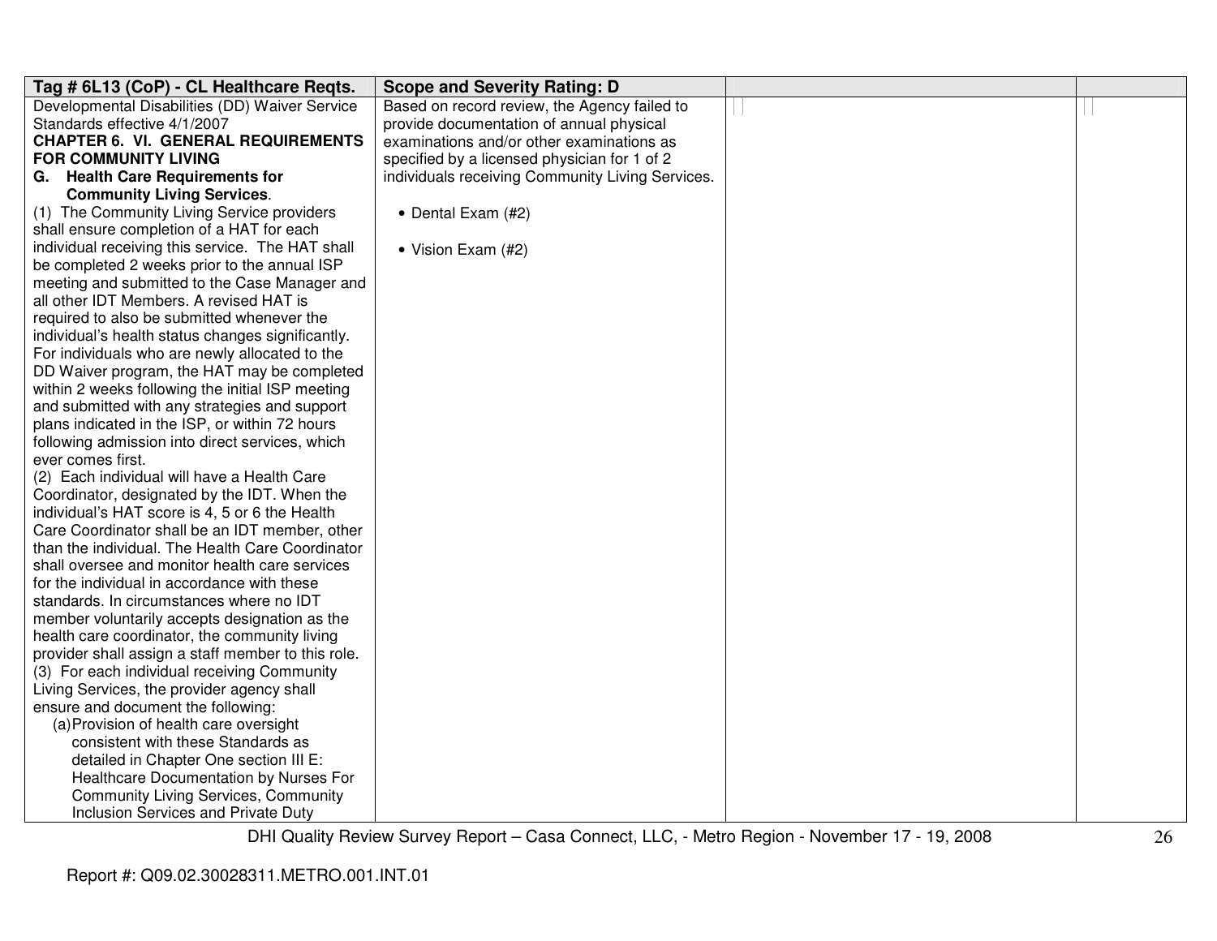| Tag # 6L13 (CoP) - CL Healthcare Reqts. | Scope and Severity Rating: D | | |
|---|---|---|---|
| Developmental Disabilities (DD) Waiver Service Standards effective 4/1/2007<br>**CHAPTER 6. VI. GENERAL REQUIREMENTS FOR COMMUNITY LIVING**<br>**G. Health Care Requirements for Community Living Services**.<br>(1) The Community Living Service providers shall ensure completion of a HAT for each individual receiving this service. The HAT shall be completed 2 weeks prior to the annual ISP meeting and submitted to the Case Manager and all other IDT Members. A revised HAT is required to also be submitted whenever the individual's health status changes significantly. For individuals who are newly allocated to the DD Waiver program, the HAT may be completed within 2 weeks following the initial ISP meeting and submitted with any strategies and support plans indicated in the ISP, or within 72 hours following admission into direct services, which ever comes first.<br>(2) Each individual will have a Health Care Coordinator, designated by the IDT. When the individual's HAT score is 4, 5 or 6 the Health Care Coordinator shall be an IDT member, other than the individual. The Health Care Coordinator shall oversee and monitor health care services for the individual in accordance with these standards. In circumstances where no IDT member voluntarily accepts designation as the health care coordinator, the community living provider shall assign a staff member to this role.<br>(3) For each individual receiving Community Living Services, the provider agency shall ensure and document the following:<br>(a) Provision of health care oversight consistent with these Standards as detailed in Chapter One section III E: Healthcare Documentation by Nurses For Community Living Services, Community Inclusion Services and Private Duty | Based on record review, the Agency failed to provide documentation of annual physical examinations and/or other examinations as specified by a licensed physician for 1 of 2 individuals receiving Community Living Services.<br><br>• Dental Exam (#2)<br><br>• Vision Exam (#2) | | |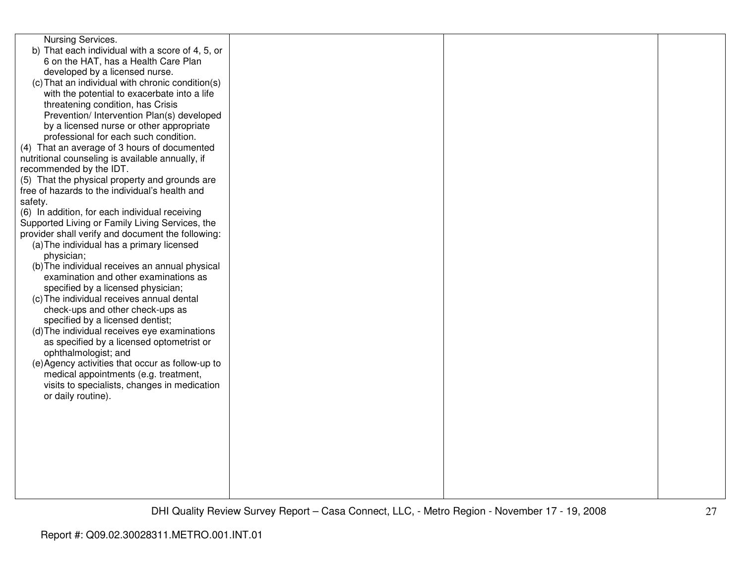| | | | |
|---|---|---|---|
| Nursing Services.<br>b) That each individual with a score of 4, 5, or 6 on the HAT, has a Health Care Plan developed by a licensed nurse.<br>(c) That an individual with chronic condition(s) with the potential to exacerbate into a life threatening condition, has Crisis Prevention/ Intervention Plan(s) developed by a licensed nurse or other appropriate professional for each such condition.<br>(4) That an average of 3 hours of documented nutritional counseling is available annually, if recommended by the IDT.<br>(5) That the physical property and grounds are free of hazards to the individual's health and safety.<br>(6) In addition, for each individual receiving Supported Living or Family Living Services, the provider shall verify and document the following:<br>(a) The individual has a primary licensed physician;<br>(b) The individual receives an annual physical examination and other examinations as specified by a licensed physician;<br>(c) The individual receives annual dental check-ups and other check-ups as specified by a licensed dentist;<br>(d) The individual receives eye examinations as specified by a licensed optometrist or ophthalmologist; and<br>(e) Agency activities that occur as follow-up to medical appointments (e.g. treatment, visits to specialists, changes in medication or daily routine). | | | |

DHI Quality Review Survey Report – Casa Connect, LLC, - Metro Region - November 17 - 19, 2008

Report #: Q09.02.30028311.METRO.001.INT.01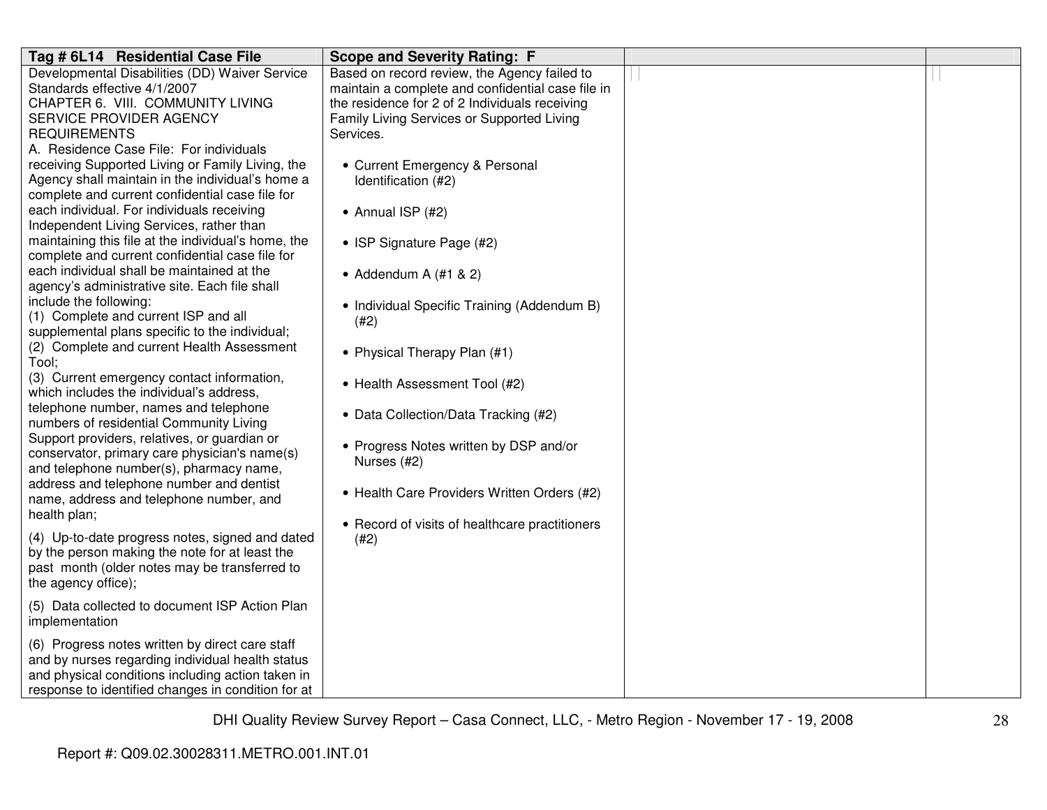| Tag # 6L14 Residential Case File | Scope and Severity Rating: F | | |
|---|---|---|---|
| Developmental Disabilities (DD) Waiver Service Standards effective 4/1/2007<br>CHAPTER 6. VIII. COMMUNITY LIVING SERVICE PROVIDER AGENCY REQUIREMENTS<br>A. Residence Case File: For individuals receiving Supported Living or Family Living, the Agency shall maintain in the individual's home a complete and current confidential case file for each individual. For individuals receiving Independent Living Services, rather than maintaining this file at the individual's home, the complete and current confidential case file for each individual shall be maintained at the agency's administrative site. Each file shall include the following:<br>(1) Complete and current ISP and all supplemental plans specific to the individual;<br>(2) Complete and current Health Assessment Tool;<br>(3) Current emergency contact information, which includes the individual's address, telephone number, names and telephone numbers of residential Community Living Support providers, relatives, or guardian or conservator, primary care physician's name(s) and telephone number(s), pharmacy name, address and telephone number and dentist name, address and telephone number, and health plan;<br>(4) Up-to-date progress notes, signed and dated by the person making the note for at least the past month (older notes may be transferred to the agency office);<br>(5) Data collected to document ISP Action Plan implementation<br>(6) Progress notes written by direct care staff and by nurses regarding individual health status and physical conditions including action taken in response to identified changes in condition for at | Based on record review, the Agency failed to maintain a complete and confidential case file in the residence for 2 of 2 Individuals receiving Family Living Services or Supported Living Services.<br><br>• Current Emergency & Personal Identification (#2)<br>• Annual ISP (#2)<br>• ISP Signature Page (#2)<br>• Addendum A (#1 & 2)<br>• Individual Specific Training (Addendum B) (#2)<br>• Physical Therapy Plan (#1)<br>• Health Assessment Tool (#2)<br>• Data Collection/Data Tracking (#2)<br>• Progress Notes written by DSP and/or Nurses (#2)<br>• Health Care Providers Written Orders (#2)<br>• Record of visits of healthcare practitioners (#2) | | |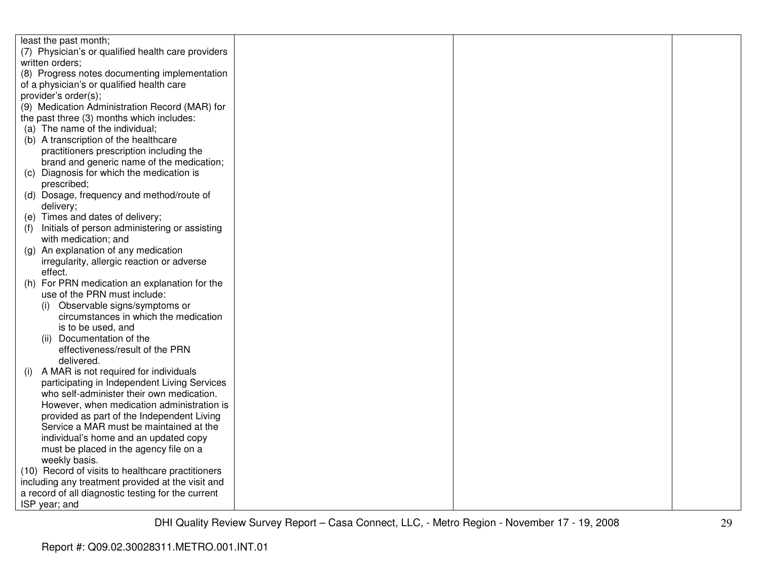| | | | |
|---|---|---|---|
| least the past month;<br>(7) Physician's or qualified health care providers written orders;<br>(8) Progress notes documenting implementation of a physician's or qualified health care provider's order(s);<br>(9) Medication Administration Record (MAR) for the past three (3) months which includes:<br>(a) The name of the individual;<br>(b) A transcription of the healthcare practitioners prescription including the brand and generic name of the medication;<br>(c) Diagnosis for which the medication is prescribed;<br>(d) Dosage, frequency and method/route of delivery;<br>(e) Times and dates of delivery;<br>(f) Initials of person administering or assisting with medication; and<br>(g) An explanation of any medication irregularity, allergic reaction or adverse effect.<br>(h) For PRN medication an explanation for the use of the PRN must include:<br>(i) Observable signs/symptoms or circumstances in which the medication is to be used, and<br>(ii) Documentation of the effectiveness/result of the PRN delivered.<br>(i) A MAR is not required for individuals participating in Independent Living Services who self-administer their own medication. However, when medication administration is provided as part of the Independent Living Service a MAR must be maintained at the individual's home and an updated copy must be placed in the agency file on a weekly basis.<br>(10) Record of visits to healthcare practitioners including any treatment provided at the visit and a record of all diagnostic testing for the current ISP year; and | | | |

DHI Quality Review Survey Report – Casa Connect, LLC, - Metro Region - November 17 - 19, 2008

Report #: Q09.02.30028311.METRO.001.INT.01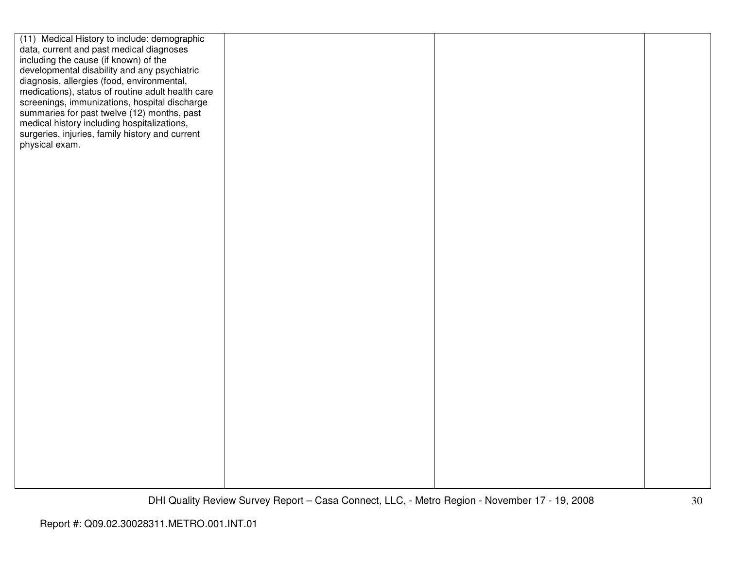| | | | |
|---|---|---|---|
| (11) Medical History to include: demographic data, current and past medical diagnoses including the cause (if known) of the developmental disability and any psychiatric diagnosis, allergies (food, environmental, medications), status of routine adult health care screenings, immunizations, hospital discharge summaries for past twelve (12) months, past medical history including hospitalizations, surgeries, injuries, family history and current physical exam. | | | |

Report #: Q09.02.30028311.METRO.001.INT.01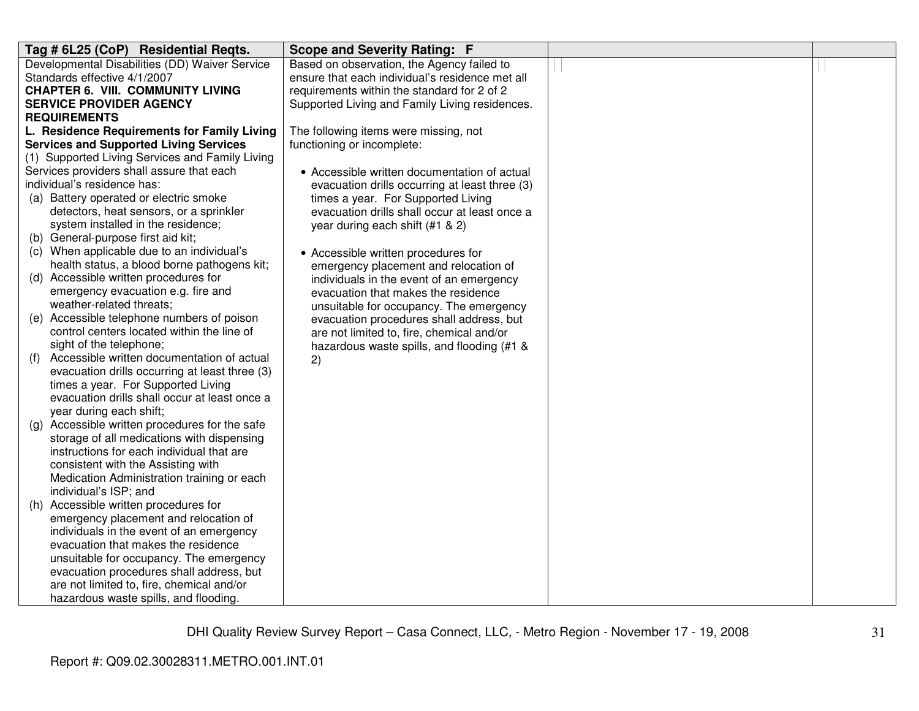| Tag # 6L25 (CoP) Residential Reqts. | Scope and Severity Rating: F | | |
|---|---|---|---|
| Developmental Disabilities (DD) Waiver Service Standards effective 4/1/2007<br>**CHAPTER 6. VIII. COMMUNITY LIVING SERVICE PROVIDER AGENCY REQUIREMENTS**<br>**L. Residence Requirements for Family Living Services and Supported Living Services**<br>(1) Supported Living Services and Family Living Services providers shall assure that each individual's residence has:<br>(a) Battery operated or electric smoke detectors, heat sensors, or a sprinkler system installed in the residence;<br>(b) General-purpose first aid kit;<br>(c) When applicable due to an individual's health status, a blood borne pathogens kit;<br>(d) Accessible written procedures for emergency evacuation e.g. fire and weather-related threats;<br>(e) Accessible telephone numbers of poison control centers located within the line of sight of the telephone;<br>(f) Accessible written documentation of actual evacuation drills occurring at least three (3) times a year. For Supported Living evacuation drills shall occur at least once a year during each shift;<br>(g) Accessible written procedures for the safe storage of all medications with dispensing instructions for each individual that are consistent with the Assisting with Medication Administration training or each individual's ISP; and<br>(h) Accessible written procedures for emergency placement and relocation of individuals in the event of an emergency evacuation that makes the residence unsuitable for occupancy. The emergency evacuation procedures shall address, but are not limited to, fire, chemical and/or hazardous waste spills, and flooding. | Based on observation, the Agency failed to ensure that each individual's residence met all requirements within the standard for 2 of 2 Supported Living and Family Living residences.<br><br>The following items were missing, not functioning or incomplete:<br><br>• Accessible written documentation of actual evacuation drills occurring at least three (3) times a year. For Supported Living evacuation drills shall occur at least once a year during each shift (#1 & 2)<br><br>• Accessible written procedures for emergency placement and relocation of individuals in the event of an emergency evacuation that makes the residence unsuitable for occupancy. The emergency evacuation procedures shall address, but are not limited to, fire, chemical and/or hazardous waste spills, and flooding (#1 & 2) | | |

DHI Quality Review Survey Report – Casa Connect, LLC, - Metro Region - November 17 - 19, 2008

Report #: Q09.02.30028311.METRO.001.INT.01